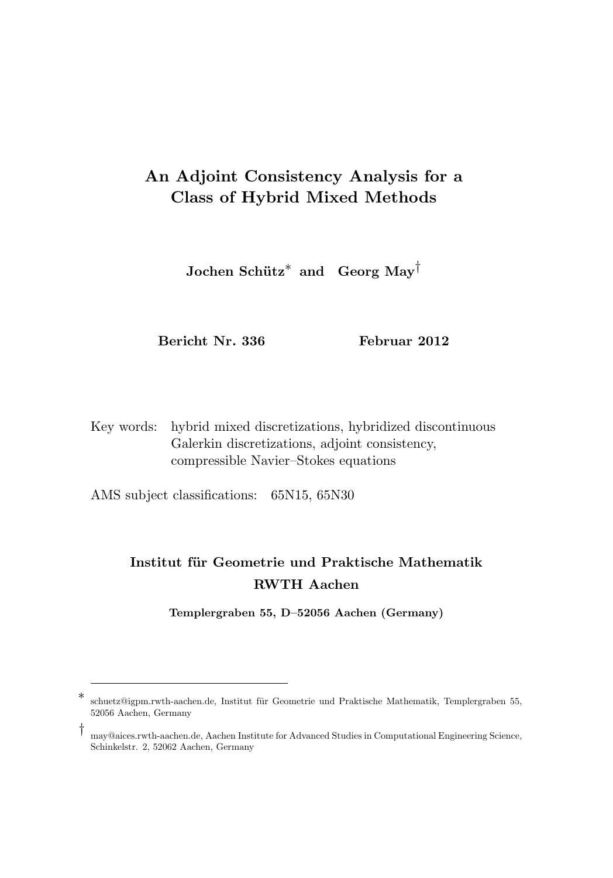# An Adjoint Consistency Analysis for a Class of Hybrid Mixed Methods

**Jochen Schütz[*] and Georg May[†]**

**Bericht Nr. 336** **Februar 2012**

Key words: hybrid mixed discretizations, hybridized discontinuous Galerkin discretizations, adjoint consistency, compressible Navier–Stokes equations

AMS subject classifications: 65N15, 65N30

**Institut für Geometrie und Praktische Mathematik**
**RWTH Aachen**

**Templergraben 55, D–52056 Aachen (Germany)**

---

[*] schuetz@igpm.rwth-aachen.de, Institut für Geometrie und Praktische Mathematik, Templergraben 55, 52056 Aachen, Germany

[†] may@aices.rwth-aachen.de, Aachen Institute for Advanced Studies in Computational Engineering Science, Schinkelstr. 2, 52062 Aachen, Germany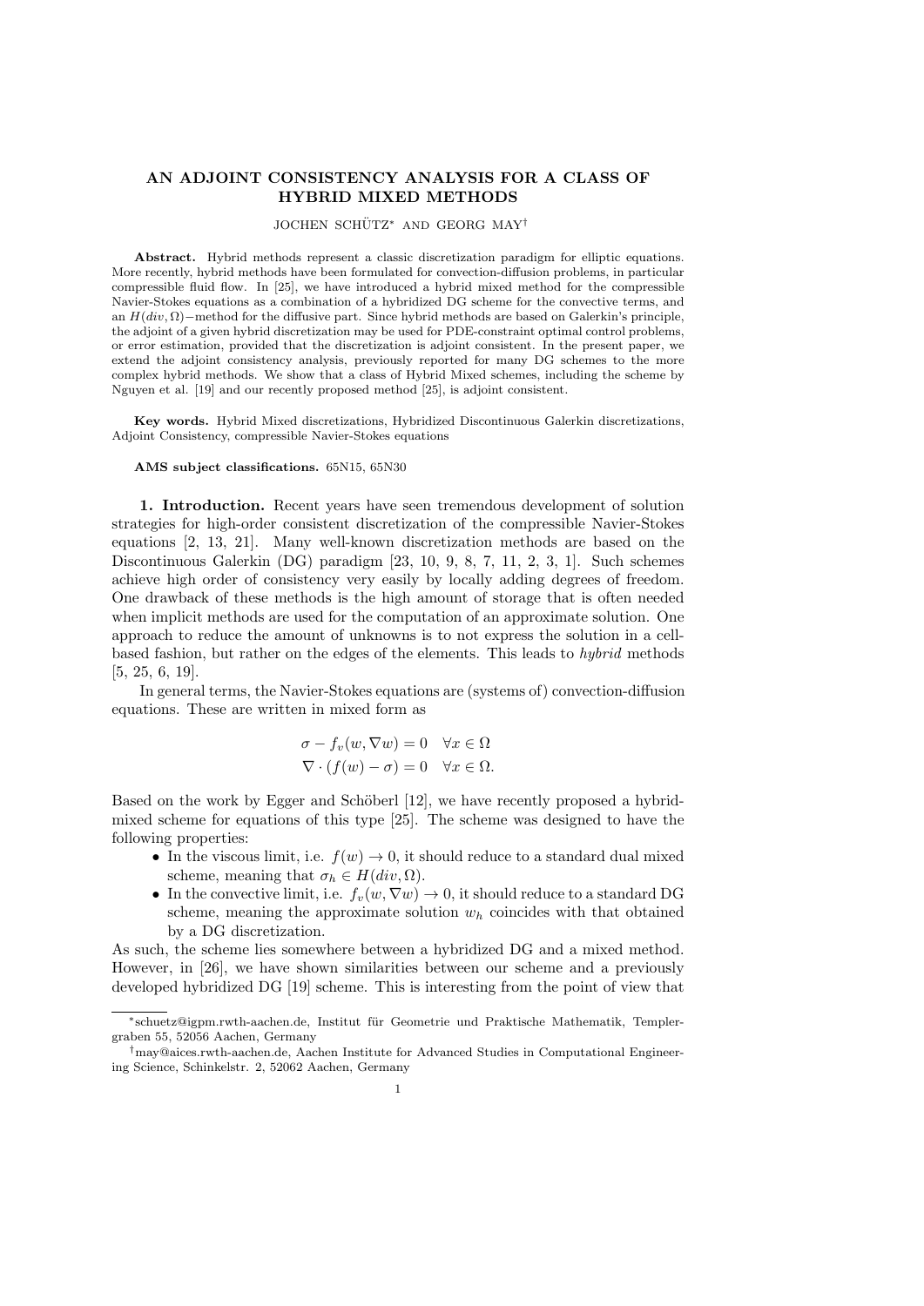# AN ADJOINT CONSISTENCY ANALYSIS FOR A CLASS OF HYBRID MIXED METHODS

JOCHEN SCHÜTZ* AND GEORG MAY†

**Abstract.** Hybrid methods represent a classic discretization paradigm for elliptic equations. More recently, hybrid methods have been formulated for convection-diffusion problems, in particular compressible fluid flow. In [25], we have introduced a hybrid mixed method for the compressible Navier-Stokes equations as a combination of a hybridized DG scheme for the convective terms, and an $H(div, \Omega)-$method for the diffusive part. Since hybrid methods are based on Galerkin's principle, the adjoint of a given hybrid discretization may be used for PDE-constraint optimal control problems, or error estimation, provided that the discretization is adjoint consistent. In the present paper, we extend the adjoint consistency analysis, previously reported for many DG schemes to the more complex hybrid methods. We show that a class of Hybrid Mixed schemes, including the scheme by Nguyen et al. [19] and our recently proposed method [25], is adjoint consistent.

**Key words.** Hybrid Mixed discretizations, Hybridized Discontinuous Galerkin discretizations, Adjoint Consistency, compressible Navier-Stokes equations

**AMS subject classifications.** 65N15, 65N30

## 1. Introduction.

Recent years have seen tremendous development of solution strategies for high-order consistent discretization of the compressible Navier-Stokes equations [2, 13, 21]. Many well-known discretization methods are based on the Discontinuous Galerkin (DG) paradigm [23, 10, 9, 8, 7, 11, 2, 3, 1]. Such schemes achieve high order of consistency very easily by locally adding degrees of freedom. One drawback of these methods is the high amount of storage that is often needed when implicit methods are used for the computation of an approximate solution. One approach to reduce the amount of unknowns is to not express the solution in a cell-based fashion, but rather on the edges of the elements. This leads to *hybrid* methods [5, 25, 6, 19].

In general terms, the Navier-Stokes equations are (systems of) convection-diffusion equations. These are written in mixed form as

$$
\begin{aligned}
\sigma - f_v(w, \nabla w) &= 0 \quad \forall x \in \Omega \\
\nabla \cdot (f(w) - \sigma) &= 0 \quad \forall x \in \Omega.
\end{aligned}
$$

Based on the work by Egger and Schöberl [12], we have recently proposed a hybrid-mixed scheme for equations of this type [25]. The scheme was designed to have the following properties:

- In the viscous limit, i.e. $f(w) \to 0$, it should reduce to a standard dual mixed scheme, meaning that $\sigma_h \in H(div, \Omega)$.
- In the convective limit, i.e. $f_v(w, \nabla w) \to 0$, it should reduce to a standard DG scheme, meaning the approximate solution $w_h$ coincides with that obtained by a DG discretization.

As such, the scheme lies somewhere between a hybridized DG and a mixed method. However, in [26], we have shown similarities between our scheme and a previously developed hybridized DG [19] scheme. This is interesting from the point of view that

---

*schuetz@igpm.rwth-aachen.de, Institut für Geometrie und Praktische Mathematik, Templergraben 55, 52056 Aachen, Germany

†may@aices.rwth-aachen.de, Aachen Institute for Advanced Studies in Computational Engineering Science, Schinkelstr. 2, 52062 Aachen, Germany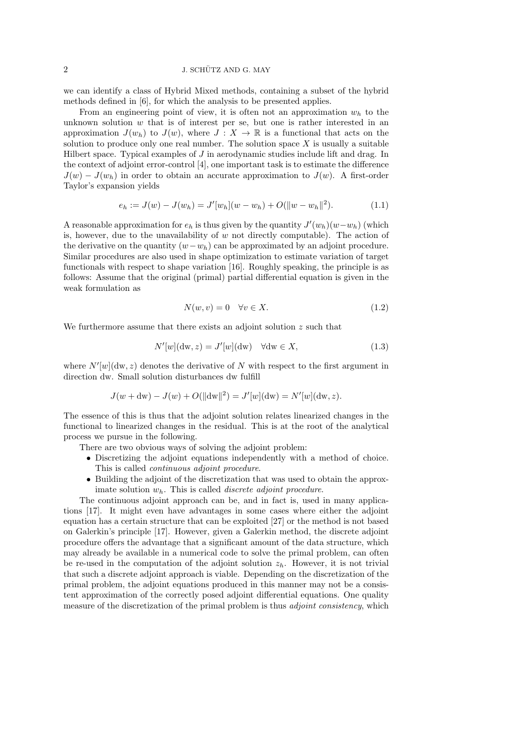we can identify a class of Hybrid Mixed methods, containing a subset of the hybrid methods defined in [6], for which the analysis to be presented applies.

From an engineering point of view, it is often not an approximation $w_h$ to the unknown solution $w$ that is of interest per se, but one is rather interested in an approximation $J(w_h)$ to $J(w)$, where $J : X \to \mathbb{R}$ is a functional that acts on the solution to produce only one real number. The solution space $X$ is usually a suitable Hilbert space. Typical examples of $J$ in aerodynamic studies include lift and drag. In the context of adjoint error-control [4], one important task is to estimate the difference $J(w) - J(w_h)$ in order to obtain an accurate approximation to $J(w)$. A first-order Taylor's expansion yields

$$e_h := J(w) - J(w_h) = J'[w_h](w - w_h) + O(\|w - w_h\|^2). \tag{1.1}$$

A reasonable approximation for $e_h$ is thus given by the quantity $J'(w_h)(w - w_h)$ (which is, however, due to the unavailability of $w$ not directly computable). The action of the derivative on the quantity $(w - w_h)$ can be approximated by an adjoint procedure. Similar procedures are also used in shape optimization to estimate variation of target functionals with respect to shape variation [16]. Roughly speaking, the principle is as follows: Assume that the original (primal) partial differential equation is given in the weak formulation as

$$N(w, v) = 0 \quad \forall v \in X. \tag{1.2}$$

We furthermore assume that there exists an adjoint solution $z$ such that

$$N'[w](\mathrm{dw}, z) = J'[w](\mathrm{dw}) \quad \forall \mathrm{dw} \in X, \tag{1.3}$$

where $N'[w](\mathrm{dw}, z)$ denotes the derivative of $N$ with respect to the first argument in direction dw. Small solution disturbances dw fulfill

$$J(w + \mathrm{dw}) - J(w) + O(\|\mathrm{dw}\|^2) = J'[w](\mathrm{dw}) = N'[w](\mathrm{dw}, z).$$

The essence of this is thus that the adjoint solution relates linearized changes in the functional to linearized changes in the residual. This is at the root of the analytical process we pursue in the following.

There are two obvious ways of solving the adjoint problem:

- Discretizing the adjoint equations independently with a method of choice. This is called *continuous adjoint procedure*.
- Building the adjoint of the discretization that was used to obtain the approximate solution $w_h$. This is called *discrete adjoint procedure*.

The continuous adjoint approach can be, and in fact is, used in many applications [17]. It might even have advantages in some cases where either the adjoint equation has a certain structure that can be exploited [27] or the method is not based on Galerkin's principle [17]. However, given a Galerkin method, the discrete adjoint procedure offers the advantage that a significant amount of the data structure, which may already be available in a numerical code to solve the primal problem, can often be re-used in the computation of the adjoint solution $z_h$. However, it is not trivial that such a discrete adjoint approach is viable. Depending on the discretization of the primal problem, the adjoint equations produced in this manner may not be a consistent approximation of the correctly posed adjoint differential equations. One quality measure of the discretization of the primal problem is thus *adjoint consistency*, which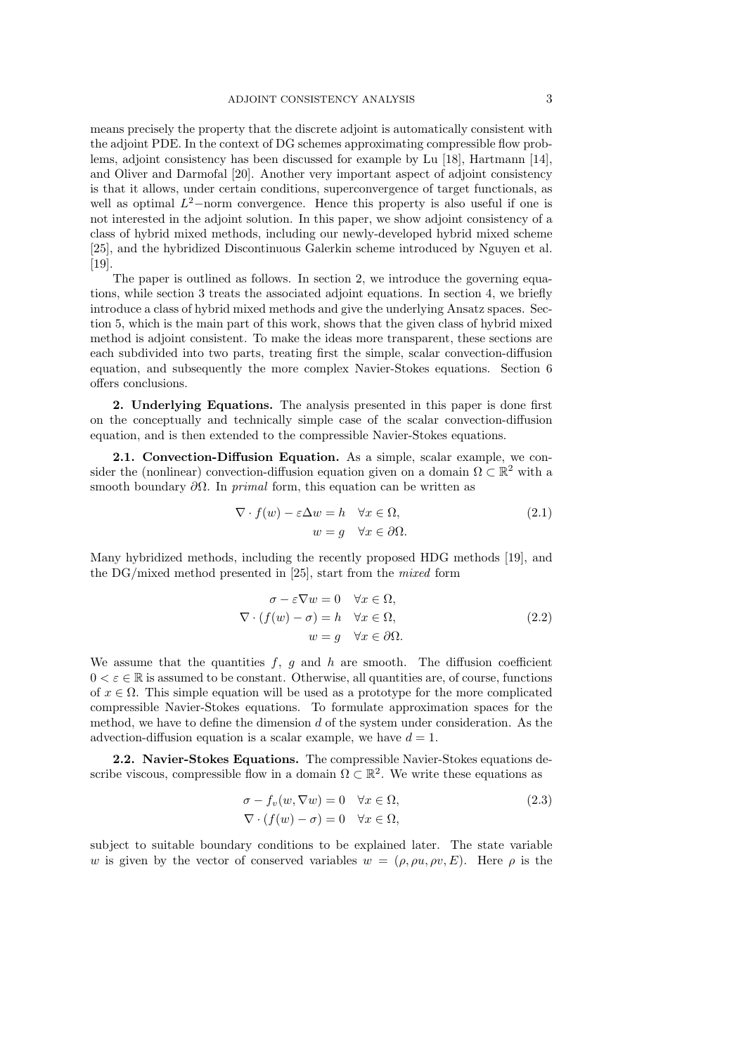means precisely the property that the discrete adjoint is automatically consistent with the adjoint PDE. In the context of DG schemes approximating compressible flow problems, adjoint consistency has been discussed for example by Lu [18], Hartmann [14], and Oliver and Darmofal [20]. Another very important aspect of adjoint consistency is that it allows, under certain conditions, superconvergence of target functionals, as well as optimal $L^2-$norm convergence. Hence this property is also useful if one is not interested in the adjoint solution. In this paper, we show adjoint consistency of a class of hybrid mixed methods, including our newly-developed hybrid mixed scheme [25], and the hybridized Discontinuous Galerkin scheme introduced by Nguyen et al. [19].

The paper is outlined as follows. In section 2, we introduce the governing equations, while section 3 treats the associated adjoint equations. In section 4, we briefly introduce a class of hybrid mixed methods and give the underlying Ansatz spaces. Section 5, which is the main part of this work, shows that the given class of hybrid mixed method is adjoint consistent. To make the ideas more transparent, these sections are each subdivided into two parts, treating first the simple, scalar convection-diffusion equation, and subsequently the more complex Navier-Stokes equations. Section 6 offers conclusions.

## 2. Underlying Equations.

The analysis presented in this paper is done first on the conceptually and technically simple case of the scalar convection-diffusion equation, and is then extended to the compressible Navier-Stokes equations.

### 2.1. Convection-Diffusion Equation.

As a simple, scalar example, we consider the (nonlinear) convection-diffusion equation given on a domain $\Omega \subset \mathbb{R}^2$ with a smooth boundary $\partial\Omega$. In *primal* form, this equation can be written as

$$
\begin{aligned}
\nabla \cdot f(w) - \varepsilon \Delta w &= h \quad \forall x \in \Omega, \\
w &= g \quad \forall x \in \partial\Omega.
\end{aligned}
\tag{2.1}
$$

Many hybridized methods, including the recently proposed HDG methods [19], and the DG/mixed method presented in [25], start from the *mixed* form

$$
\begin{aligned}
\sigma - \varepsilon \nabla w &= 0 \quad \forall x \in \Omega, \\
\nabla \cdot (f(w) - \sigma) &= h \quad \forall x \in \Omega, \\
w &= g \quad \forall x \in \partial\Omega.
\end{aligned}
\tag{2.2}
$$

We assume that the quantities $f$, $g$ and $h$ are smooth. The diffusion coefficient $0 < \varepsilon \in \mathbb{R}$ is assumed to be constant. Otherwise, all quantities are, of course, functions of $x \in \Omega$. This simple equation will be used as a prototype for the more complicated compressible Navier-Stokes equations. To formulate approximation spaces for the method, we have to define the dimension $d$ of the system under consideration. As the advection-diffusion equation is a scalar example, we have $d = 1$.

### 2.2. Navier-Stokes Equations.

The compressible Navier-Stokes equations describe viscous, compressible flow in a domain $\Omega \subset \mathbb{R}^2$. We write these equations as

$$
\begin{aligned}
\sigma - f_v(w, \nabla w) &= 0 \quad \forall x \in \Omega, \\
\nabla \cdot (f(w) - \sigma) &= 0 \quad \forall x \in \Omega,
\end{aligned}
\tag{2.3}
$$

subject to suitable boundary conditions to be explained later. The state variable $w$ is given by the vector of conserved variables $w = (\rho, \rho u, \rho v, E)$. Here $\rho$ is the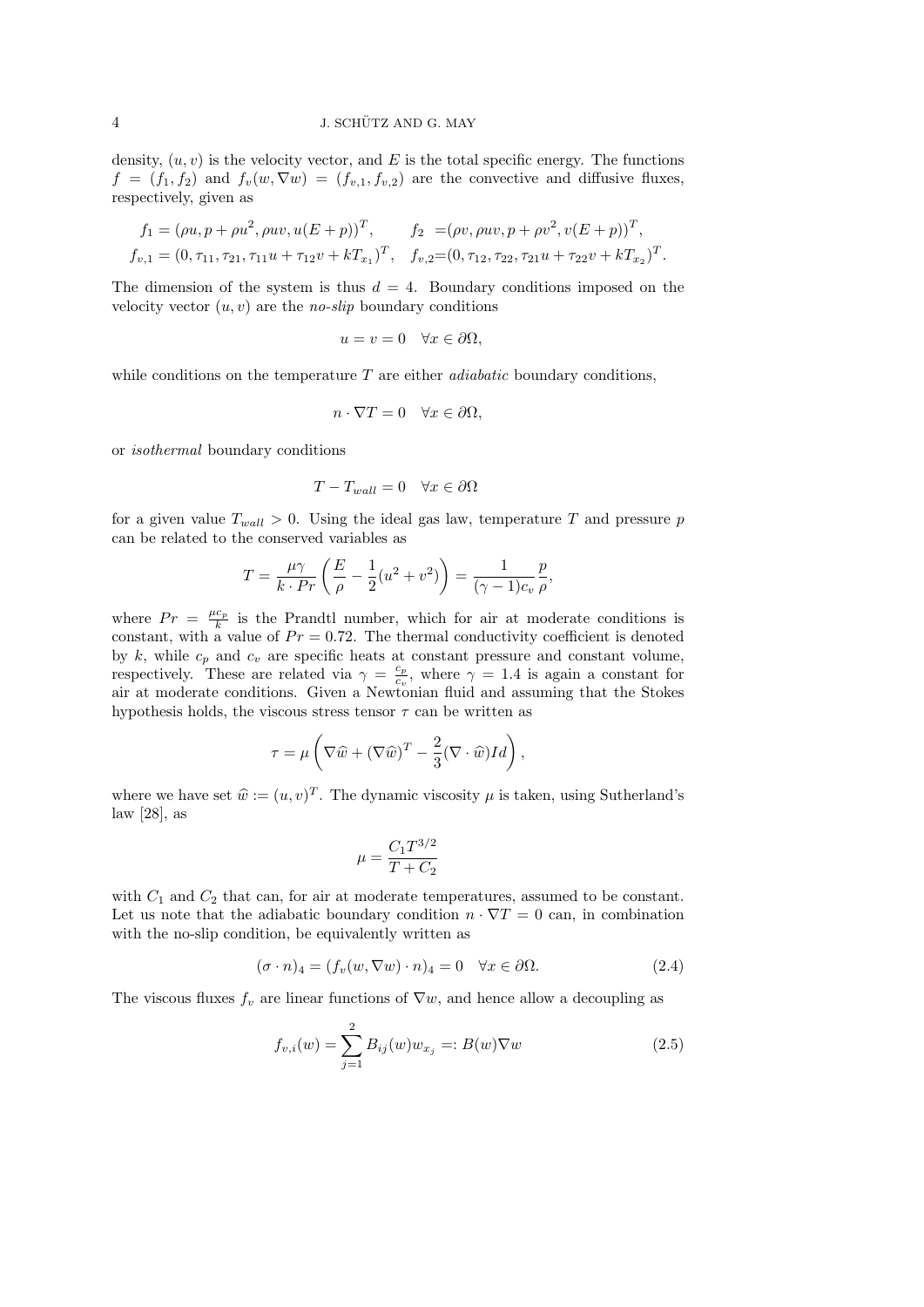density, $(u, v)$ is the velocity vector, and $E$ is the total specific energy. The functions $f = (f_1, f_2)$ and $f_v(w, \nabla w) = (f_{v,1}, f_{v,2})$ are the convective and diffusive fluxes, respectively, given as

$$f_1 = (\rho u, p + \rho u^2, \rho uv, u(E+p))^T, \qquad f_2 = (\rho v, \rho uv, p + \rho v^2, v(E+p))^T,$$
$$f_{v,1} = (0, \tau_{11}, \tau_{21}, \tau_{11} u + \tau_{12} v + kT_{x_1})^T, \quad f_{v,2} = (0, \tau_{12}, \tau_{22}, \tau_{21} u + \tau_{22} v + kT_{x_2})^T.$$

The dimension of the system is thus $d = 4$. Boundary conditions imposed on the velocity vector $(u, v)$ are the *no-slip* boundary conditions

$$u = v = 0 \quad \forall x \in \partial\Omega,$$

while conditions on the temperature $T$ are either *adiabatic* boundary conditions,

$$n \cdot \nabla T = 0 \quad \forall x \in \partial\Omega,$$

or *isothermal* boundary conditions

$$T - T_{wall} = 0 \quad \forall x \in \partial\Omega$$

for a given value $T_{wall} > 0$. Using the ideal gas law, temperature $T$ and pressure $p$ can be related to the conserved variables as

$$T = \frac{\mu\gamma}{k \cdot Pr}\left(\frac{E}{\rho} - \frac{1}{2}(u^2 + v^2)\right) = \frac{1}{(\gamma - 1)c_v}\frac{p}{\rho},$$

where $Pr = \frac{\mu c_p}{k}$ is the Prandtl number, which for air at moderate conditions is constant, with a value of $Pr = 0.72$. The thermal conductivity coefficient is denoted by $k$, while $c_p$ and $c_v$ are specific heats at constant pressure and constant volume, respectively. These are related via $\gamma = \frac{c_p}{c_v}$, where $\gamma = 1.4$ is again a constant for air at moderate conditions. Given a Newtonian fluid and assuming that the Stokes hypothesis holds, the viscous stress tensor $\tau$ can be written as

$$\tau = \mu\left(\nabla\widehat{w} + (\nabla\widehat{w})^T - \frac{2}{3}(\nabla \cdot \widehat{w})Id\right),$$

where we have set $\widehat{w} := (u, v)^T$. The dynamic viscosity $\mu$ is taken, using Sutherland's law [28], as

$$\mu = \frac{C_1 T^{3/2}}{T + C_2}$$

with $C_1$ and $C_2$ that can, for air at moderate temperatures, assumed to be constant. Let us note that the adiabatic boundary condition $n \cdot \nabla T = 0$ can, in combination with the no-slip condition, be equivalently written as

$$(\sigma \cdot n)_4 = (f_v(w, \nabla w) \cdot n)_4 = 0 \quad \forall x \in \partial\Omega. \tag{2.4}$$

The viscous fluxes $f_v$ are linear functions of $\nabla w$, and hence allow a decoupling as

$$f_{v,i}(w) = \sum_{j=1}^{2} B_{ij}(w) w_{x_j} =: B(w)\nabla w \tag{2.5}$$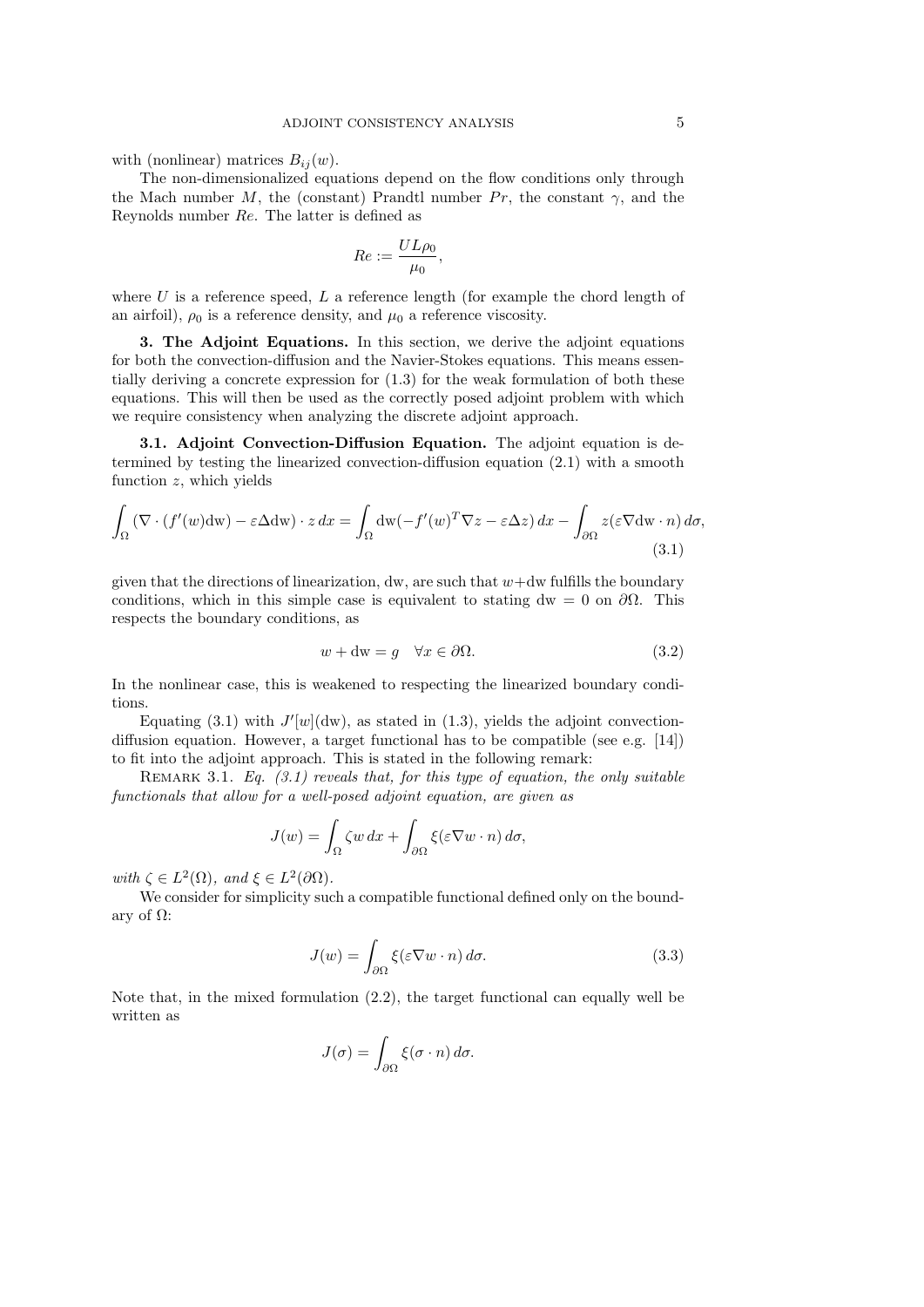with (nonlinear) matrices $B_{ij}(w)$.

The non-dimensionalized equations depend on the flow conditions only through the Mach number $M$, the (constant) Prandtl number $Pr$, the constant $\gamma$, and the Reynolds number $Re$. The latter is defined as

$$Re := \frac{UL\rho_0}{\mu_0},$$

where $U$ is a reference speed, $L$ a reference length (for example the chord length of an airfoil), $\rho_0$ is a reference density, and $\mu_0$ a reference viscosity.

## 3. The Adjoint Equations.

In this section, we derive the adjoint equations for both the convection-diffusion and the Navier-Stokes equations. This means essentially deriving a concrete expression for (1.3) for the weak formulation of both these equations. This will then be used as the correctly posed adjoint problem with which we require consistency when analyzing the discrete adjoint approach.

### 3.1. Adjoint Convection-Diffusion Equation.

The adjoint equation is determined by testing the linearized convection-diffusion equation (2.1) with a smooth function $z$, which yields

$$\int_\Omega (\nabla \cdot (f'(w)\mathrm{dw}) - \varepsilon \Delta \mathrm{dw}) \cdot z \, dx = \int_\Omega \mathrm{dw}(-f'(w)^T \nabla z - \varepsilon \Delta z) \, dx - \int_{\partial\Omega} z(\varepsilon \nabla \mathrm{dw} \cdot n) \, d\sigma, \tag{3.1}$$

given that the directions of linearization, dw, are such that $w+\mathrm{dw}$ fulfills the boundary conditions, which in this simple case is equivalent to stating $\mathrm{dw} = 0$ on $\partial\Omega$. This respects the boundary conditions, as

$$w + \mathrm{dw} = g \quad \forall x \in \partial\Omega. \tag{3.2}$$

In the nonlinear case, this is weakened to respecting the linearized boundary conditions.

Equating (3.1) with $J'[w](\mathrm{dw})$, as stated in (1.3), yields the adjoint convection-diffusion equation. However, a target functional has to be compatible (see e.g. [14]) to fit into the adjoint approach. This is stated in the following remark:

Remark 3.1. *Eq. (3.1) reveals that, for this type of equation, the only suitable functionals that allow for a well-posed adjoint equation, are given as*

$$J(w) = \int_\Omega \zeta w \, dx + \int_{\partial\Omega} \xi(\varepsilon \nabla w \cdot n) \, d\sigma,$$

*with $\zeta \in L^2(\Omega)$, and $\xi \in L^2(\partial\Omega)$.*

We consider for simplicity such a compatible functional defined only on the boundary of $\Omega$:

$$J(w) = \int_{\partial\Omega} \xi(\varepsilon \nabla w \cdot n) \, d\sigma. \tag{3.3}$$

Note that, in the mixed formulation (2.2), the target functional can equally well be written as

$$J(\sigma) = \int_{\partial\Omega} \xi(\sigma \cdot n) \, d\sigma.$$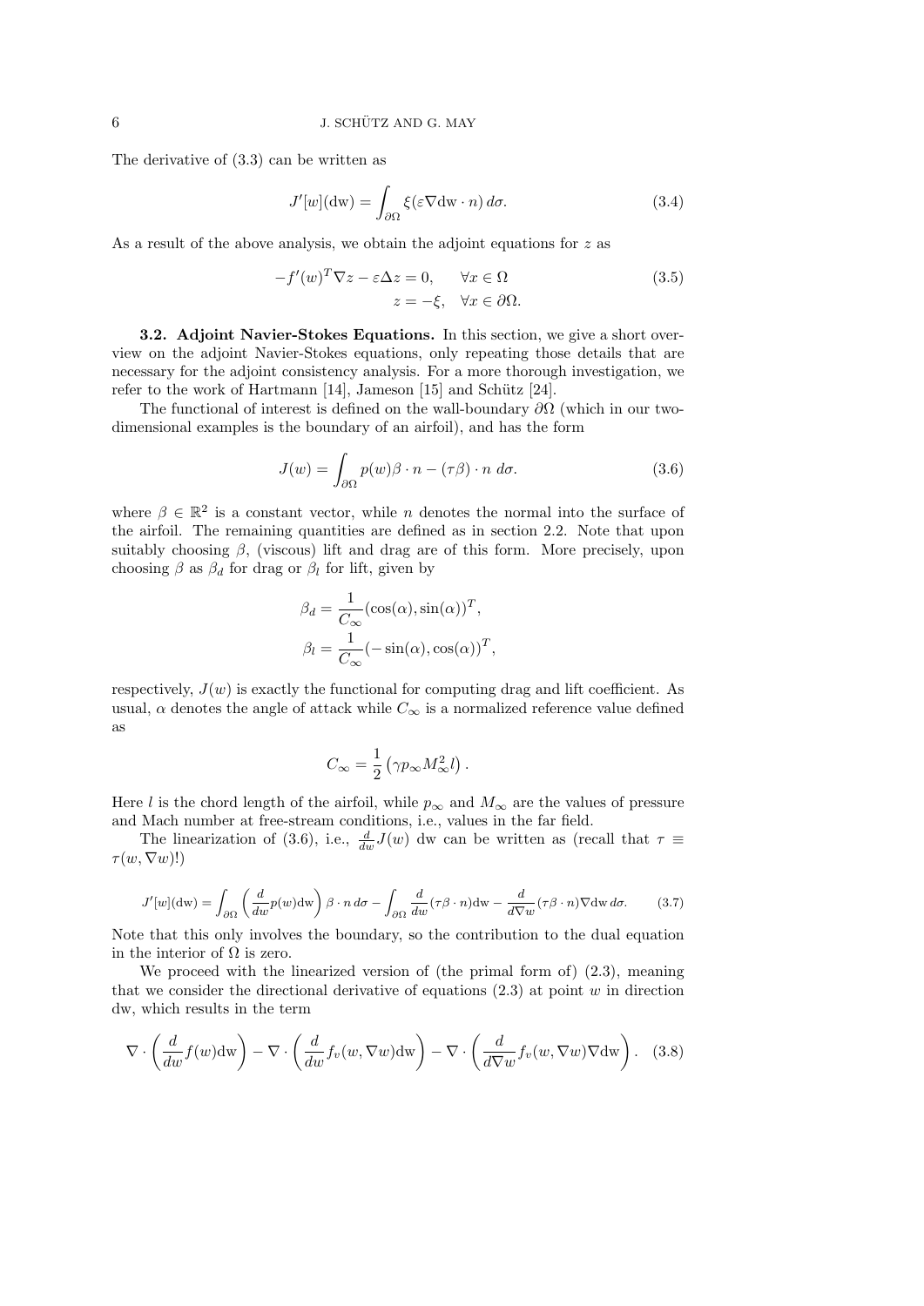The derivative of (3.3) can be written as

$$J'[w](\mathrm{dw}) = \int_{\partial\Omega} \xi(\varepsilon \nabla \mathrm{dw} \cdot n)\, d\sigma. \tag{3.4}$$

As a result of the above analysis, we obtain the adjoint equations for $z$ as

$$\begin{aligned} -f'(w)^T \nabla z - \varepsilon \Delta z = 0, \qquad \forall x \in \Omega \\ z = -\xi, \quad \forall x \in \partial\Omega. \end{aligned} \tag{3.5}$$

**3.2. Adjoint Navier-Stokes Equations.** In this section, we give a short overview on the adjoint Navier-Stokes equations, only repeating those details that are necessary for the adjoint consistency analysis. For a more thorough investigation, we refer to the work of Hartmann [14], Jameson [15] and Schütz [24].

The functional of interest is defined on the wall-boundary $\partial\Omega$ (which in our two-dimensional examples is the boundary of an airfoil), and has the form

$$J(w) = \int_{\partial\Omega} p(w)\beta \cdot n - (\tau\beta) \cdot n \; d\sigma. \tag{3.6}$$

where $\beta \in \mathbb{R}^2$ is a constant vector, while $n$ denotes the normal into the surface of the airfoil. The remaining quantities are defined as in section 2.2. Note that upon suitably choosing $\beta$, (viscous) lift and drag are of this form. More precisely, upon choosing $\beta$ as $\beta_d$ for drag or $\beta_l$ for lift, given by

$$\begin{aligned} \beta_d &= \frac{1}{C_\infty}(\cos(\alpha), \sin(\alpha))^T, \\ \beta_l &= \frac{1}{C_\infty}(-\sin(\alpha), \cos(\alpha))^T, \end{aligned}$$

respectively, $J(w)$ is exactly the functional for computing drag and lift coefficient. As usual, $\alpha$ denotes the angle of attack while $C_\infty$ is a normalized reference value defined as

$$C_\infty = \frac{1}{2}\left(\gamma p_\infty M_\infty^2 l\right).$$

Here $l$ is the chord length of the airfoil, while $p_\infty$ and $M_\infty$ are the values of pressure and Mach number at free-stream conditions, i.e., values in the far field.

The linearization of (3.6), i.e., $\frac{d}{dw}J(w)$ dw can be written as (recall that $\tau \equiv \tau(w, \nabla w)$!)

$$J'[w](\mathrm{dw}) = \int_{\partial\Omega} \left(\frac{d}{dw}p(w)\mathrm{dw}\right)\beta \cdot n \, d\sigma - \int_{\partial\Omega} \frac{d}{dw}(\tau\beta \cdot n)\mathrm{dw} - \frac{d}{d\nabla w}(\tau\beta \cdot n)\nabla \mathrm{dw}\, d\sigma. \tag{3.7}$$

Note that this only involves the boundary, so the contribution to the dual equation in the interior of $\Omega$ is zero.

We proceed with the linearized version of (the primal form of) (2.3), meaning that we consider the directional derivative of equations (2.3) at point $w$ in direction dw, which results in the term

$$\nabla \cdot \left(\frac{d}{dw}f(w)\mathrm{dw}\right) - \nabla \cdot \left(\frac{d}{dw}f_v(w, \nabla w)\mathrm{dw}\right) - \nabla \cdot \left(\frac{d}{d\nabla w}f_v(w, \nabla w)\nabla \mathrm{dw}\right). \tag{3.8}$$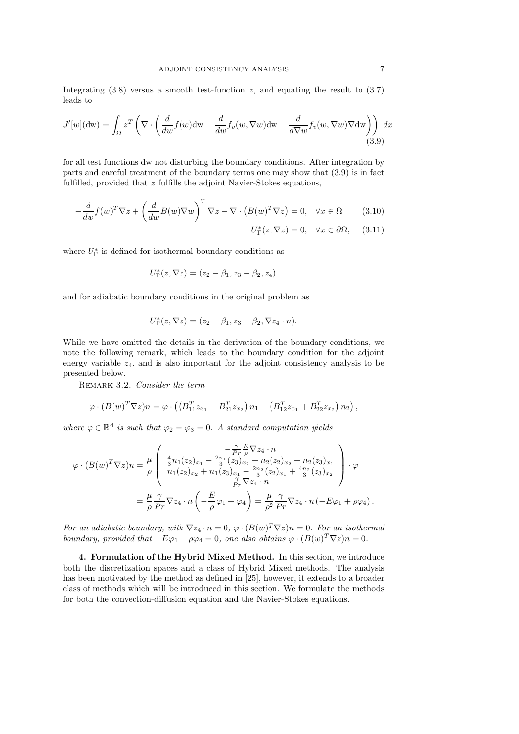Integrating (3.8) versus a smooth test-function $z$, and equating the result to (3.7) leads to

$$J'[w](\mathrm{dw}) = \int_\Omega z^T \left( \nabla \cdot \left( \frac{d}{dw} f(w)\mathrm{dw} - \frac{d}{dw} f_v(w, \nabla w)\mathrm{dw} - \frac{d}{d\nabla w} f_v(w, \nabla w)\nabla \mathrm{dw} \right) \right) \, dx \tag{3.9}$$

for all test functions dw not disturbing the boundary conditions. After integration by parts and careful treatment of the boundary terms one may show that (3.9) is in fact fulfilled, provided that $z$ fulfills the adjoint Navier-Stokes equations,

$$-\frac{d}{dw} f(w)^T \nabla z + \left( \frac{d}{dw} B(w)\nabla w \right)^T \nabla z - \nabla \cdot \left( B(w)^T \nabla z \right) = 0, \quad \forall x \in \Omega \tag{3.10}$$

$$U_\Gamma^*(z, \nabla z) = 0, \quad \forall x \in \partial\Omega, \tag{3.11}$$

where $U_\Gamma^*$ is defined for isothermal boundary conditions as

$$U_\Gamma^*(z, \nabla z) = (z_2 - \beta_1, z_3 - \beta_2, z_4)$$

and for adiabatic boundary conditions in the original problem as

$$U_\Gamma^*(z, \nabla z) = (z_2 - \beta_1, z_3 - \beta_2, \nabla z_4 \cdot n).$$

While we have omitted the details in the derivation of the boundary conditions, we note the following remark, which leads to the boundary condition for the adjoint energy variable $z_4$, and is also important for the adjoint consistency analysis to be presented below.

Remark 3.2. *Consider the term*

$$\varphi \cdot (B(w)^T \nabla z) n = \varphi \cdot \left( \left( B_{11}^T z_{x_1} + B_{21}^T z_{x_2} \right) n_1 + \left( B_{12}^T z_{x_1} + B_{22}^T z_{x_2} \right) n_2 \right),$$

*where $\varphi \in \mathbb{R}^4$ is such that $\varphi_2 = \varphi_3 = 0$. A standard computation yields*

$$\begin{aligned}
\varphi \cdot (B(w)^T \nabla z) n &= \frac{\mu}{\rho} \begin{pmatrix} -\frac{\gamma}{Pr}\frac{E}{\rho} \nabla z_4 \cdot n \\ \frac{4}{3} n_1 (z_2)_{x_1} - \frac{2n_1}{3}(z_3)_{x_2} + n_2 (z_2)_{x_2} + n_2 (z_3)_{x_1} \\ n_1 (z_2)_{x_2} + n_1 (z_3)_{x_1} - \frac{2n_2}{3}(z_2)_{x_1} + \frac{4n_2}{3}(z_3)_{x_2} \\ \frac{\gamma}{Pr} \nabla z_4 \cdot n \end{pmatrix} \cdot \varphi \\
&= \frac{\mu}{\rho} \frac{\gamma}{Pr} \nabla z_4 \cdot n \left( -\frac{E}{\rho}\varphi_1 + \varphi_4 \right) = \frac{\mu}{\rho^2} \frac{\gamma}{Pr} \nabla z_4 \cdot n \left( -E\varphi_1 + \rho\varphi_4 \right).
\end{aligned}$$

*For an adiabatic boundary, with $\nabla z_4 \cdot n = 0$, $\varphi \cdot (B(w)^T \nabla z) n = 0$. For an isothermal boundary, provided that $-E\varphi_1 + \rho\varphi_4 = 0$, one also obtains $\varphi \cdot (B(w)^T \nabla z) n = 0$.*

## 4. Formulation of the Hybrid Mixed Method.

In this section, we introduce both the discretization spaces and a class of Hybrid Mixed methods. The analysis has been motivated by the method as defined in [25], however, it extends to a broader class of methods which will be introduced in this section. We formulate the methods for both the convection-diffusion equation and the Navier-Stokes equations.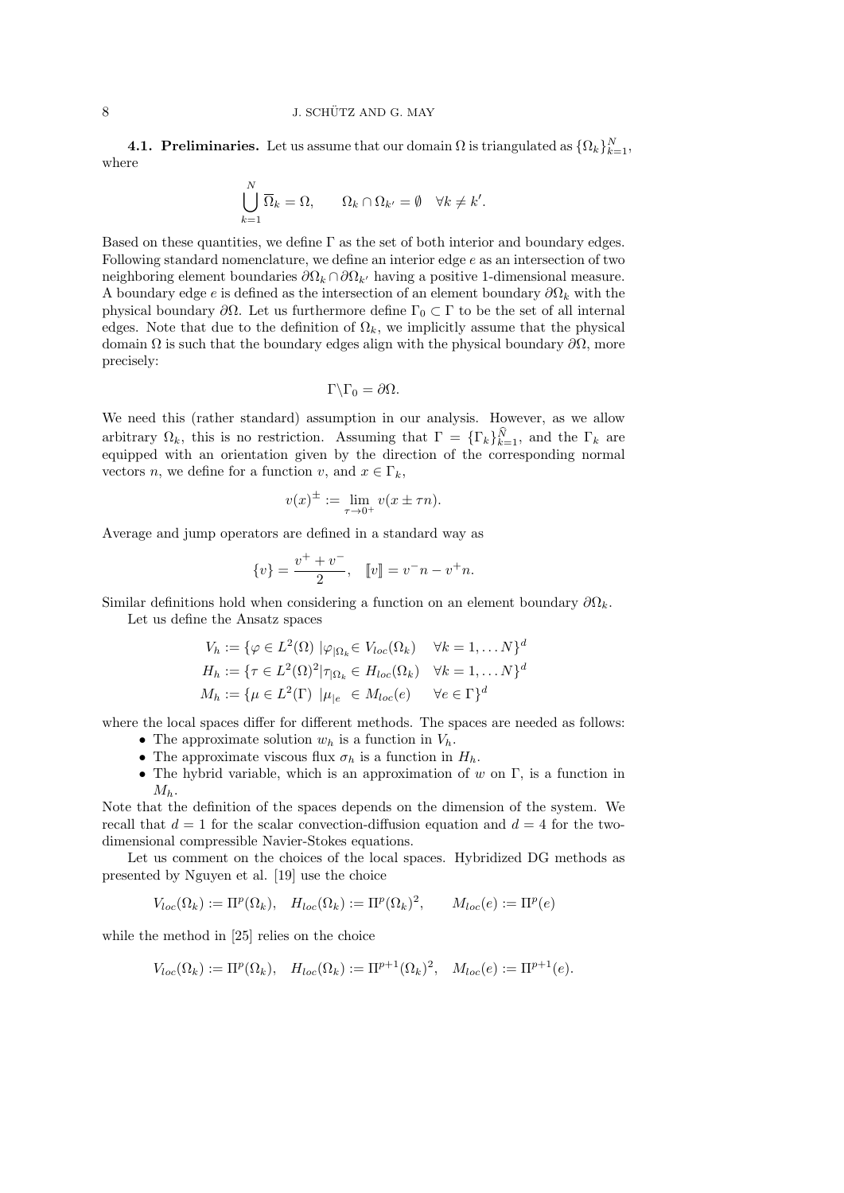**4.1. Preliminaries.** Let us assume that our domain $\Omega$ is triangulated as $\{\Omega_k\}_{k=1}^N$, where

$$\bigcup_{k=1}^{N} \overline{\Omega}_k = \Omega, \qquad \Omega_k \cap \Omega_{k'} = \emptyset \quad \forall k \neq k'.$$

Based on these quantities, we define $\Gamma$ as the set of both interior and boundary edges. Following standard nomenclature, we define an interior edge $e$ as an intersection of two neighboring element boundaries $\partial\Omega_k \cap \partial\Omega_{k'}$ having a positive 1-dimensional measure. A boundary edge $e$ is defined as the intersection of an element boundary $\partial\Omega_k$ with the physical boundary $\partial\Omega$. Let us furthermore define $\Gamma_0 \subset \Gamma$ to be the set of all internal edges. Note that due to the definition of $\Omega_k$, we implicitly assume that the physical domain $\Omega$ is such that the boundary edges align with the physical boundary $\partial\Omega$, more precisely:

$$\Gamma \backslash \Gamma_0 = \partial\Omega.$$

We need this (rather standard) assumption in our analysis. However, as we allow arbitrary $\Omega_k$, this is no restriction. Assuming that $\Gamma = \{\Gamma_k\}_{k=1}^{\widehat{N}}$, and the $\Gamma_k$ are equipped with an orientation given by the direction of the corresponding normal vectors $n$, we define for a function $v$, and $x \in \Gamma_k$,

$$v(x)^{\pm} := \lim_{\tau \to 0^+} v(x \pm \tau n).$$

Average and jump operators are defined in a standard way as

$$\{v\} = \frac{v^+ + v^-}{2}, \quad [\![v]\!] = v^- n - v^+ n.$$

Similar definitions hold when considering a function on an element boundary $\partial\Omega_k$.

Let us define the Ansatz spaces

$$\begin{aligned}
V_h &:= \{\varphi \in L^2(\Omega) \;|\varphi_{|\Omega_k} \in V_{loc}(\Omega_k) \quad \forall k = 1, \dots N\}^d \\
H_h &:= \{\tau \in L^2(\Omega)^2 | \tau_{|\Omega_k} \in H_{loc}(\Omega_k) \quad \forall k = 1, \dots N\}^d \\
M_h &:= \{\mu \in L^2(\Gamma) \;|\mu_{|e} \in M_{loc}(e) \quad\; \forall e \in \Gamma\}^d
\end{aligned}$$

where the local spaces differ for different methods. The spaces are needed as follows:

- The approximate solution $w_h$ is a function in $V_h$.
- The approximate viscous flux $\sigma_h$ is a function in $H_h$.
- The hybrid variable, which is an approximation of $w$ on $\Gamma$, is a function in $M_h$.

Note that the definition of the spaces depends on the dimension of the system. We recall that $d = 1$ for the scalar convection-diffusion equation and $d = 4$ for the two-dimensional compressible Navier-Stokes equations.

Let us comment on the choices of the local spaces. Hybridized DG methods as presented by Nguyen et al. [19] use the choice

$$V_{loc}(\Omega_k) := \Pi^p(\Omega_k), \quad H_{loc}(\Omega_k) := \Pi^p(\Omega_k)^2, \qquad M_{loc}(e) := \Pi^p(e)$$

while the method in [25] relies on the choice

$$V_{loc}(\Omega_k) := \Pi^p(\Omega_k), \quad H_{loc}(\Omega_k) := \Pi^{p+1}(\Omega_k)^2, \quad M_{loc}(e) := \Pi^{p+1}(e).$$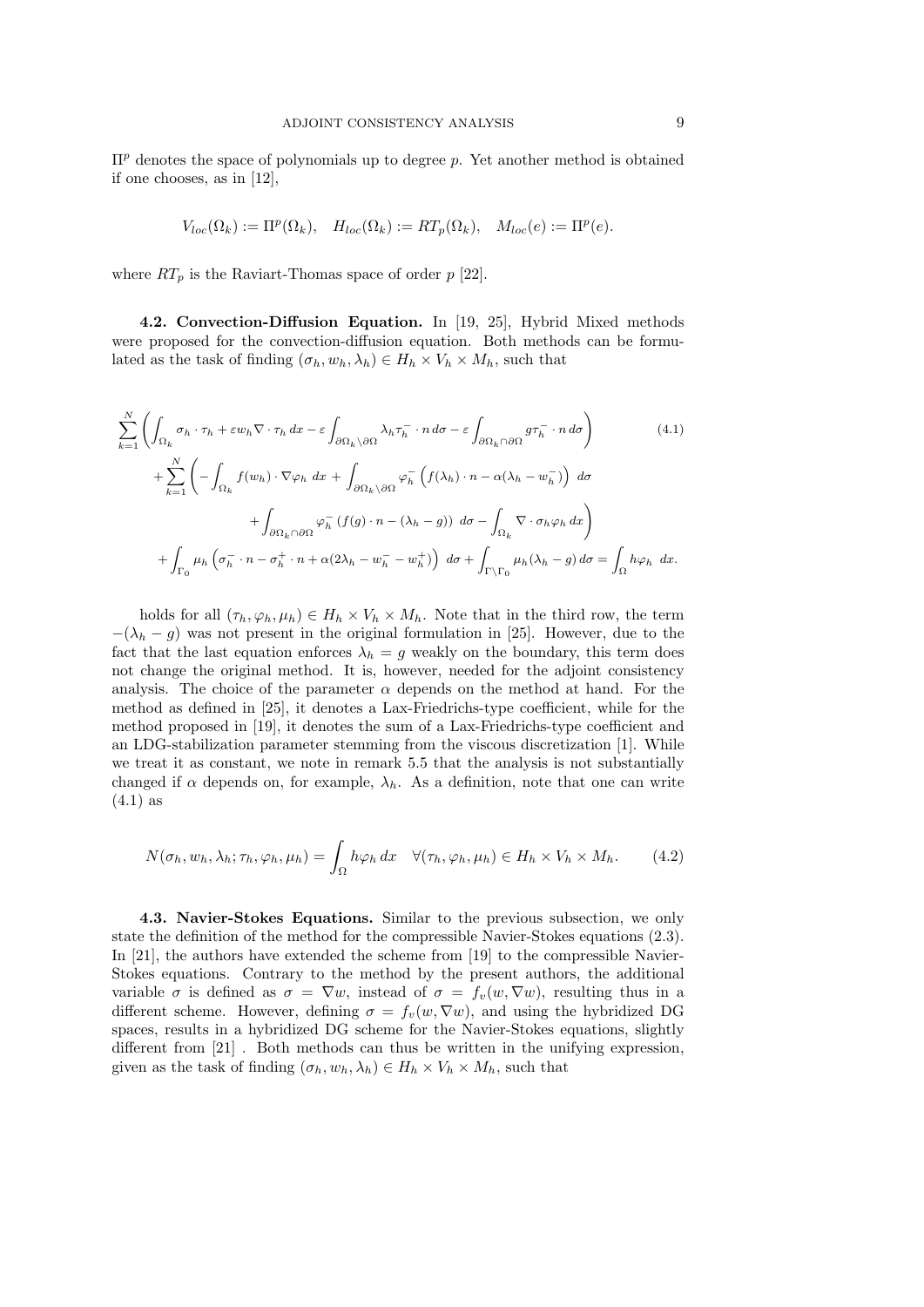$\Pi^p$ denotes the space of polynomials up to degree $p$. Yet another method is obtained if one chooses, as in [12],

$$V_{loc}(\Omega_k) := \Pi^p(\Omega_k), \quad H_{loc}(\Omega_k) := RT_p(\Omega_k), \quad M_{loc}(e) := \Pi^p(e).$$

where $RT_p$ is the Raviart-Thomas space of order $p$ [22].

**4.2. Convection-Diffusion Equation.** In [19, 25], Hybrid Mixed methods were proposed for the convection-diffusion equation. Both methods can be formulated as the task of finding $(\sigma_h, w_h, \lambda_h) \in H_h \times V_h \times M_h$, such that

$$\begin{aligned}
&\sum_{k=1}^N \left( \int_{\Omega_k} \sigma_h \cdot \tau_h + \varepsilon w_h \nabla \cdot \tau_h \, dx - \varepsilon \int_{\partial\Omega_k \setminus \partial\Omega} \lambda_h \tau_h^- \cdot n \, d\sigma - \varepsilon \int_{\partial\Omega_k \cap \partial\Omega} g \tau_h^- \cdot n \, d\sigma \right) \qquad (4.1)\\
&\quad + \sum_{k=1}^N \left( - \int_{\Omega_k} f(w_h) \cdot \nabla \varphi_h \, dx + \int_{\partial\Omega_k \setminus \partial\Omega} \varphi_h^- \left( f(\lambda_h) \cdot n - \alpha(\lambda_h - w_h^-) \right) \, d\sigma \right.\\
&\qquad\qquad \left. + \int_{\partial\Omega_k \cap \partial\Omega} \varphi_h^- \left( f(g) \cdot n - (\lambda_h - g) \right) \, d\sigma - \int_{\Omega_k} \nabla \cdot \sigma_h \varphi_h \, dx \right)\\
&\quad + \int_{\Gamma_0} \mu_h \left( \sigma_h^- \cdot n - \sigma_h^+ \cdot n + \alpha(2\lambda_h - w_h^- - w_h^+) \right) \, d\sigma + \int_{\Gamma \setminus \Gamma_0} \mu_h (\lambda_h - g) \, d\sigma = \int_\Omega h \varphi_h \, dx.
\end{aligned}$$

holds for all $(\tau_h, \varphi_h, \mu_h) \in H_h \times V_h \times M_h$. Note that in the third row, the term $-(\lambda_h - g)$ was not present in the original formulation in [25]. However, due to the fact that the last equation enforces $\lambda_h = g$ weakly on the boundary, this term does not change the original method. It is, however, needed for the adjoint consistency analysis. The choice of the parameter $\alpha$ depends on the method at hand. For the method as defined in [25], it denotes a Lax-Friedrichs-type coefficient, while for the method proposed in [19], it denotes the sum of a Lax-Friedrichs-type coefficient and an LDG-stabilization parameter stemming from the viscous discretization [1]. While we treat it as constant, we note in remark 5.5 that the analysis is not substantially changed if $\alpha$ depends on, for example, $\lambda_h$. As a definition, note that one can write (4.1) as

$$N(\sigma_h, w_h, \lambda_h; \tau_h, \varphi_h, \mu_h) = \int_\Omega h \varphi_h \, dx \quad \forall (\tau_h, \varphi_h, \mu_h) \in H_h \times V_h \times M_h. \qquad (4.2)$$

**4.3. Navier-Stokes Equations.** Similar to the previous subsection, we only state the definition of the method for the compressible Navier-Stokes equations (2.3). In [21], the authors have extended the scheme from [19] to the compressible Navier-Stokes equations. Contrary to the method by the present authors, the additional variable $\sigma$ is defined as $\sigma = \nabla w$, instead of $\sigma = f_v(w, \nabla w)$, resulting thus in a different scheme. However, defining $\sigma = f_v(w, \nabla w)$, and using the hybridized DG spaces, results in a hybridized DG scheme for the Navier-Stokes equations, slightly different from [21] . Both methods can thus be written in the unifying expression, given as the task of finding $(\sigma_h, w_h, \lambda_h) \in H_h \times V_h \times M_h$, such that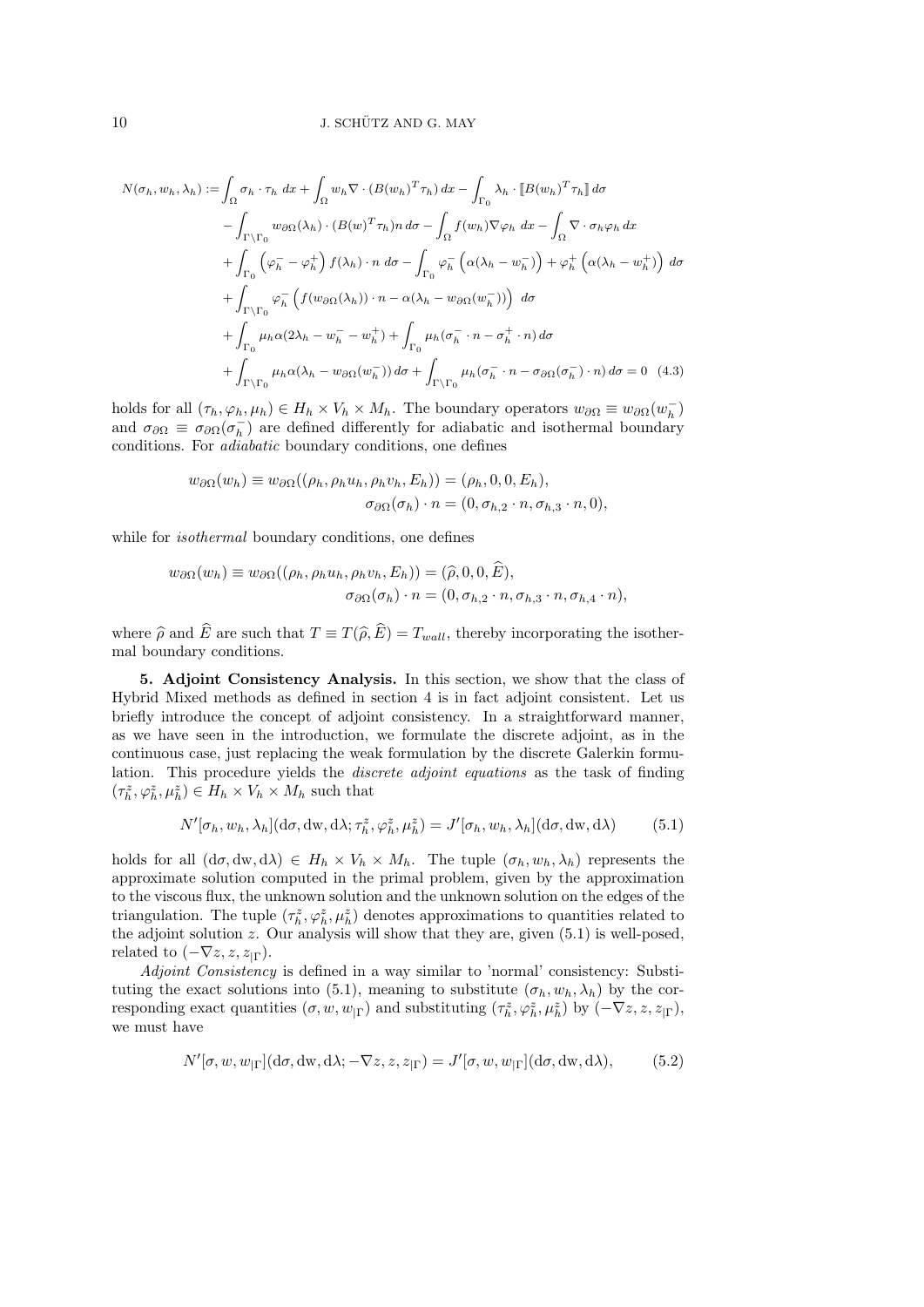$$
\begin{aligned}
N(\sigma_h, w_h, \lambda_h) := &\int_\Omega \sigma_h \cdot \tau_h \; dx + \int_\Omega w_h \nabla \cdot (B(w_h)^T \tau_h)\, dx - \int_{\Gamma_0} \lambda_h \cdot [\![ B(w_h)^T \tau_h ]\!] \, d\sigma \\
&- \int_{\Gamma\setminus\Gamma_0} w_{\partial\Omega}(\lambda_h) \cdot (B(w)^T \tau_h) n \, d\sigma - \int_\Omega f(w_h) \nabla \varphi_h \; dx - \int_\Omega \nabla \cdot \sigma_h \varphi_h \, dx \\
&+ \int_{\Gamma_0} \left(\varphi_h^- - \varphi_h^+\right) f(\lambda_h) \cdot n \; d\sigma - \int_{\Gamma_0} \varphi_h^- \left(\alpha(\lambda_h - w_h^-)\right) + \varphi_h^+ \left(\alpha(\lambda_h - w_h^+)\right) \, d\sigma \\
&+ \int_{\Gamma\setminus\Gamma_0} \varphi_h^- \left( f(w_{\partial\Omega}(\lambda_h)) \cdot n - \alpha(\lambda_h - w_{\partial\Omega}(w_h^-)) \right) \; d\sigma \\
&+ \int_{\Gamma_0} \mu_h \alpha (2\lambda_h - w_h^- - w_h^+) + \int_{\Gamma_0} \mu_h (\sigma_h^- \cdot n - \sigma_h^+ \cdot n) \, d\sigma \\
&+ \int_{\Gamma\setminus\Gamma_0} \mu_h \alpha (\lambda_h - w_{\partial\Omega}(w_h^-)) \, d\sigma + \int_{\Gamma\setminus\Gamma_0} \mu_h (\sigma_h^- \cdot n - \sigma_{\partial\Omega}(\sigma_h^-) \cdot n) \, d\sigma = 0 \quad (4.3)
\end{aligned}
$$

holds for all $(\tau_h, \varphi_h, \mu_h) \in H_h \times V_h \times M_h$. The boundary operators $w_{\partial\Omega} \equiv w_{\partial\Omega}(w_h^-)$ and $\sigma_{\partial\Omega} \equiv \sigma_{\partial\Omega}(\sigma_h^-)$ are defined differently for adiabatic and isothermal boundary conditions. For *adiabatic* boundary conditions, one defines

$$
\begin{aligned}
w_{\partial\Omega}(w_h) \equiv w_{\partial\Omega}((\rho_h, \rho_h u_h, \rho_h v_h, E_h)) &= (\rho_h, 0, 0, E_h), \\
\sigma_{\partial\Omega}(\sigma_h) \cdot n &= (0, \sigma_{h,2} \cdot n, \sigma_{h,3} \cdot n, 0),
\end{aligned}
$$

while for *isothermal* boundary conditions, one defines

$$
\begin{aligned}
w_{\partial\Omega}(w_h) \equiv w_{\partial\Omega}((\rho_h, \rho_h u_h, \rho_h v_h, E_h)) &= (\widehat{\rho}, 0, 0, \widehat{E}), \\
\sigma_{\partial\Omega}(\sigma_h) \cdot n &= (0, \sigma_{h,2} \cdot n, \sigma_{h,3} \cdot n, \sigma_{h,4} \cdot n),
\end{aligned}
$$

where $\widehat{\rho}$ and $\widehat{E}$ are such that $T \equiv T(\widehat{\rho}, \widehat{E}) = T_{wall}$, thereby incorporating the isothermal boundary conditions.

## 5. Adjoint Consistency Analysis.

In this section, we show that the class of Hybrid Mixed methods as defined in section 4 is in fact adjoint consistent. Let us briefly introduce the concept of adjoint consistency. In a straightforward manner, as we have seen in the introduction, we formulate the discrete adjoint, as in the continuous case, just replacing the weak formulation by the discrete Galerkin formulation. This procedure yields the *discrete adjoint equations* as the task of finding $(\tau_h^z, \varphi_h^z, \mu_h^z) \in H_h \times V_h \times M_h$ such that

$$
N'[\sigma_h, w_h, \lambda_h](\mathrm{d}\sigma, \mathrm{dw}, \mathrm{d}\lambda; \tau_h^z, \varphi_h^z, \mu_h^z) = J'[\sigma_h, w_h, \lambda_h](\mathrm{d}\sigma, \mathrm{dw}, \mathrm{d}\lambda) \qquad (5.1)
$$

holds for all $(\mathrm{d}\sigma, \mathrm{dw}, \mathrm{d}\lambda) \in H_h \times V_h \times M_h$. The tuple $(\sigma_h, w_h, \lambda_h)$ represents the approximate solution computed in the primal problem, given by the approximation to the viscous flux, the unknown solution and the unknown solution on the edges of the triangulation. The tuple $(\tau_h^z, \varphi_h^z, \mu_h^z)$ denotes approximations to quantities related to the adjoint solution $z$. Our analysis will show that they are, given (5.1) is well-posed, related to $(-\nabla z, z, z_{|\Gamma})$.

*Adjoint Consistency* is defined in a way similar to 'normal' consistency: Substituting the exact solutions into (5.1), meaning to substitute $(\sigma_h, w_h, \lambda_h)$ by the corresponding exact quantities $(\sigma, w, w_{|\Gamma})$ and substituting $(\tau_h^z, \varphi_h^z, \mu_h^z)$ by $(-\nabla z, z, z_{|\Gamma})$, we must have

$$
N'[\sigma, w, w_{|\Gamma}](\mathrm{d}\sigma, \mathrm{dw}, \mathrm{d}\lambda; -\nabla z, z, z_{|\Gamma}) = J'[\sigma, w, w_{|\Gamma}](\mathrm{d}\sigma, \mathrm{dw}, \mathrm{d}\lambda), \qquad (5.2)
$$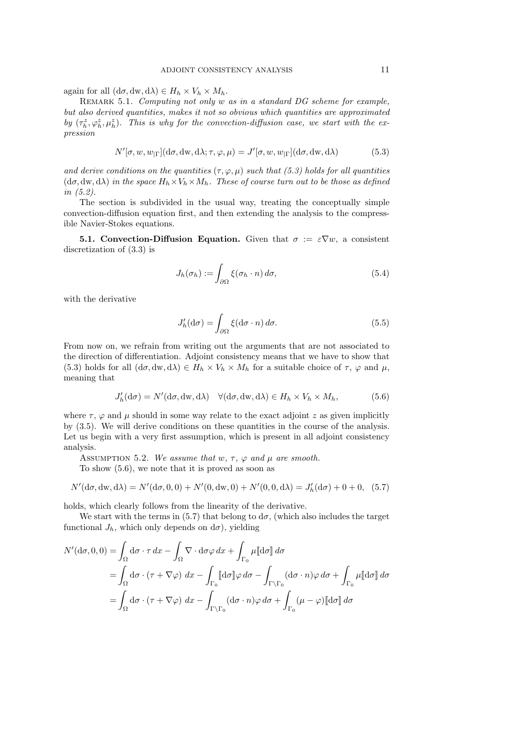again for all $(\mathrm{d}\sigma, \mathrm{dw}, \mathrm{d}\lambda) \in H_h \times V_h \times M_h$.

REMARK 5.1. *Computing not only $w$ as in a standard DG scheme for example, but also derived quantities, makes it not so obvious which quantities are approximated by $(\tau_h^z, \varphi_h^z, \mu_h^z)$. This is why for the convection-diffusion case, we start with the expression*

$$N'[\sigma, w, w_{|\Gamma}](\mathrm{d}\sigma, \mathrm{dw}, \mathrm{d}\lambda; \tau, \varphi, \mu) = J'[\sigma, w, w_{|\Gamma}](\mathrm{d}\sigma, \mathrm{dw}, \mathrm{d}\lambda) \tag{5.3}$$

*and derive conditions on the quantities $(\tau, \varphi, \mu)$ such that (5.3) holds for all quantities $(\mathrm{d}\sigma, \mathrm{dw}, \mathrm{d}\lambda)$ in the space $H_h \times V_h \times M_h$. These of course turn out to be those as defined in (5.2).*

The section is subdivided in the usual way, treating the conceptually simple convection-diffusion equation first, and then extending the analysis to the compressible Navier-Stokes equations.

**5.1. Convection-Diffusion Equation.** Given that $\sigma := \varepsilon \nabla w$, a consistent discretization of (3.3) is

$$J_h(\sigma_h) := \int_{\partial\Omega} \xi(\sigma_h \cdot n)\, d\sigma, \tag{5.4}$$

with the derivative

$$J_h'(\mathrm{d}\sigma) = \int_{\partial\Omega} \xi(\mathrm{d}\sigma \cdot n)\, d\sigma. \tag{5.5}$$

From now on, we refrain from writing out the arguments that are not associated to the direction of differentiation. Adjoint consistency means that we have to show that (5.3) holds for all $(\mathrm{d}\sigma, \mathrm{dw}, \mathrm{d}\lambda) \in H_h \times V_h \times M_h$ for a suitable choice of $\tau$, $\varphi$ and $\mu$, meaning that

$$J_h'(\mathrm{d}\sigma) = N'(\mathrm{d}\sigma, \mathrm{dw}, \mathrm{d}\lambda) \quad \forall (\mathrm{d}\sigma, \mathrm{dw}, \mathrm{d}\lambda) \in H_h \times V_h \times M_h, \tag{5.6}$$

where $\tau$, $\varphi$ and $\mu$ should in some way relate to the exact adjoint $z$ as given implicitly by (3.5). We will derive conditions on these quantities in the course of the analysis. Let us begin with a very first assumption, which is present in all adjoint consistency analysis.

ASSUMPTION 5.2. *We assume that $w$, $\tau$, $\varphi$ and $\mu$ are smooth.*

To show (5.6), we note that it is proved as soon as

$$N'(\mathrm{d}\sigma, \mathrm{dw}, \mathrm{d}\lambda) = N'(\mathrm{d}\sigma, 0, 0) + N'(0, \mathrm{dw}, 0) + N'(0, 0, \mathrm{d}\lambda) = J_h'(\mathrm{d}\sigma) + 0 + 0, \tag{5.7}$$

holds, which clearly follows from the linearity of the derivative.

We start with the terms in (5.7) that belong to $\mathrm{d}\sigma$, (which also includes the target functional $J_h$, which only depends on $\mathrm{d}\sigma$), yielding

$$\begin{aligned}
N'(\mathrm{d}\sigma, 0, 0) &= \int_\Omega \mathrm{d}\sigma \cdot \tau\, dx - \int_\Omega \nabla \cdot \mathrm{d}\sigma \varphi\, dx + \int_{\Gamma_0} \mu [\![\mathrm{d}\sigma]\!]\, d\sigma \\
&= \int_\Omega \mathrm{d}\sigma \cdot (\tau + \nabla\varphi)\, dx - \int_{\Gamma_0} [\![\mathrm{d}\sigma]\!] \varphi\, d\sigma - \int_{\Gamma \setminus \Gamma_0} (\mathrm{d}\sigma \cdot n) \varphi\, d\sigma + \int_{\Gamma_0} \mu [\![\mathrm{d}\sigma]\!]\, d\sigma \\
&= \int_\Omega \mathrm{d}\sigma \cdot (\tau + \nabla\varphi)\, dx - \int_{\Gamma \setminus \Gamma_0} (\mathrm{d}\sigma \cdot n) \varphi\, d\sigma + \int_{\Gamma_0} (\mu - \varphi) [\![\mathrm{d}\sigma]\!]\, d\sigma
\end{aligned}$$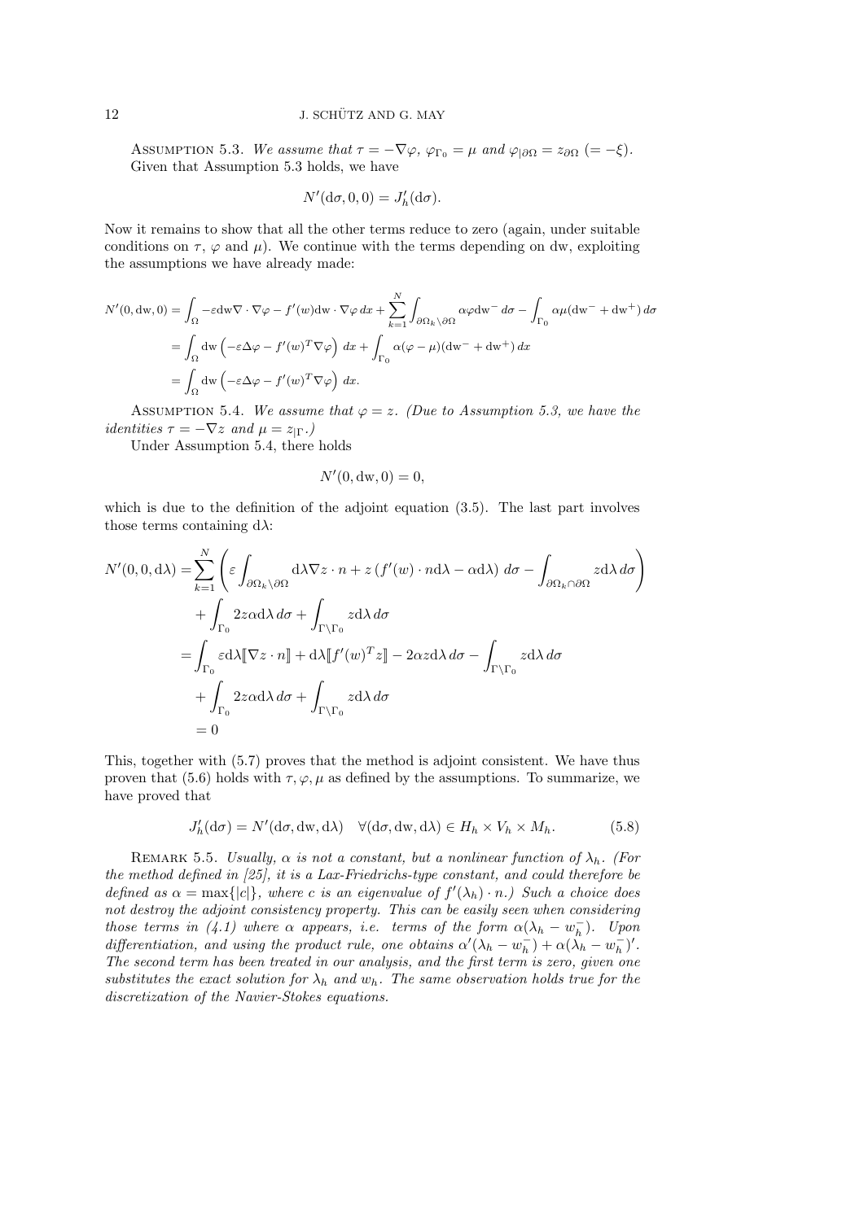Assumption 5.3. *We assume that $\tau = -\nabla\varphi$, $\varphi_{\Gamma_0} = \mu$ and $\varphi_{|\partial\Omega} = z_{\partial\Omega}$ $(= -\xi)$.*
Given that Assumption 5.3 holds, we have

$$N'(\mathrm{d}\sigma, 0, 0) = J_h'(\mathrm{d}\sigma).$$

Now it remains to show that all the other terms reduce to zero (again, under suitable conditions on $\tau$, $\varphi$ and $\mu$). We continue with the terms depending on dw, exploiting the assumptions we have already made:

$$\begin{aligned}
N'(0, \mathrm{dw}, 0) &= \int_\Omega -\varepsilon \mathrm{dw} \nabla \cdot \nabla\varphi - f'(w)\mathrm{dw} \cdot \nabla\varphi \, dx + \sum_{k=1}^{N} \int_{\partial\Omega_k \setminus \partial\Omega} \alpha\varphi \mathrm{dw}^- \, d\sigma - \int_{\Gamma_0} \alpha\mu(\mathrm{dw}^- + \mathrm{dw}^+) \, d\sigma \\
&= \int_\Omega \mathrm{dw} \left( -\varepsilon\Delta\varphi - f'(w)^T \nabla\varphi \right) \, dx + \int_{\Gamma_0} \alpha(\varphi - \mu)(\mathrm{dw}^- + \mathrm{dw}^+) \, dx \\
&= \int_\Omega \mathrm{dw} \left( -\varepsilon\Delta\varphi - f'(w)^T \nabla\varphi \right) \, dx.
\end{aligned}$$

Assumption 5.4. *We assume that $\varphi = z$. (Due to Assumption 5.3, we have the identities $\tau = -\nabla z$ and $\mu = z_{|\Gamma}$.)*

Under Assumption 5.4, there holds

$$N'(0, \mathrm{dw}, 0) = 0,$$

which is due to the definition of the adjoint equation (3.5). The last part involves those terms containing $\mathrm{d}\lambda$:

$$\begin{aligned}
N'(0, 0, \mathrm{d}\lambda) &= \sum_{k=1}^{N} \left( \varepsilon \int_{\partial\Omega_k \setminus \partial\Omega} \mathrm{d}\lambda \nabla z \cdot n + z\left(f'(w) \cdot n\mathrm{d}\lambda - \alpha\mathrm{d}\lambda\right) \, d\sigma - \int_{\partial\Omega_k \cap \partial\Omega} z\mathrm{d}\lambda \, d\sigma \right) \\
&\quad + \int_{\Gamma_0} 2z\alpha\mathrm{d}\lambda \, d\sigma + \int_{\Gamma \setminus \Gamma_0} z\mathrm{d}\lambda \, d\sigma \\
&= \int_{\Gamma_0} \varepsilon\mathrm{d}\lambda [\![\nabla z \cdot n]\!] + \mathrm{d}\lambda [\![f'(w)^T z]\!] - 2\alpha z \mathrm{d}\lambda \, d\sigma - \int_{\Gamma \setminus \Gamma_0} z\mathrm{d}\lambda \, d\sigma \\
&\quad + \int_{\Gamma_0} 2z\alpha\mathrm{d}\lambda \, d\sigma + \int_{\Gamma \setminus \Gamma_0} z\mathrm{d}\lambda \, d\sigma \\
&= 0
\end{aligned}$$

This, together with (5.7) proves that the method is adjoint consistent. We have thus proven that (5.6) holds with $\tau, \varphi, \mu$ as defined by the assumptions. To summarize, we have proved that

$$J_h'(\mathrm{d}\sigma) = N'(\mathrm{d}\sigma, \mathrm{dw}, \mathrm{d}\lambda) \quad \forall (\mathrm{d}\sigma, \mathrm{dw}, \mathrm{d}\lambda) \in H_h \times V_h \times M_h. \tag{5.8}$$

Remark 5.5. *Usually, $\alpha$ is not a constant, but a nonlinear function of $\lambda_h$. (For the method defined in [25], it is a Lax-Friedrichs-type constant, and could therefore be defined as $\alpha = \max\{|c|\}$, where $c$ is an eigenvalue of $f'(\lambda_h) \cdot n$.) Such a choice does not destroy the adjoint consistency property. This can be easily seen when considering those terms in (4.1) where $\alpha$ appears, i.e. terms of the form $\alpha(\lambda_h - w_h^-)$. Upon differentiation, and using the product rule, one obtains $\alpha'(\lambda_h - w_h^-) + \alpha(\lambda_h - w_h^-)'$. The second term has been treated in our analysis, and the first term is zero, given one substitutes the exact solution for $\lambda_h$ and $w_h$. The same observation holds true for the discretization of the Navier-Stokes equations.*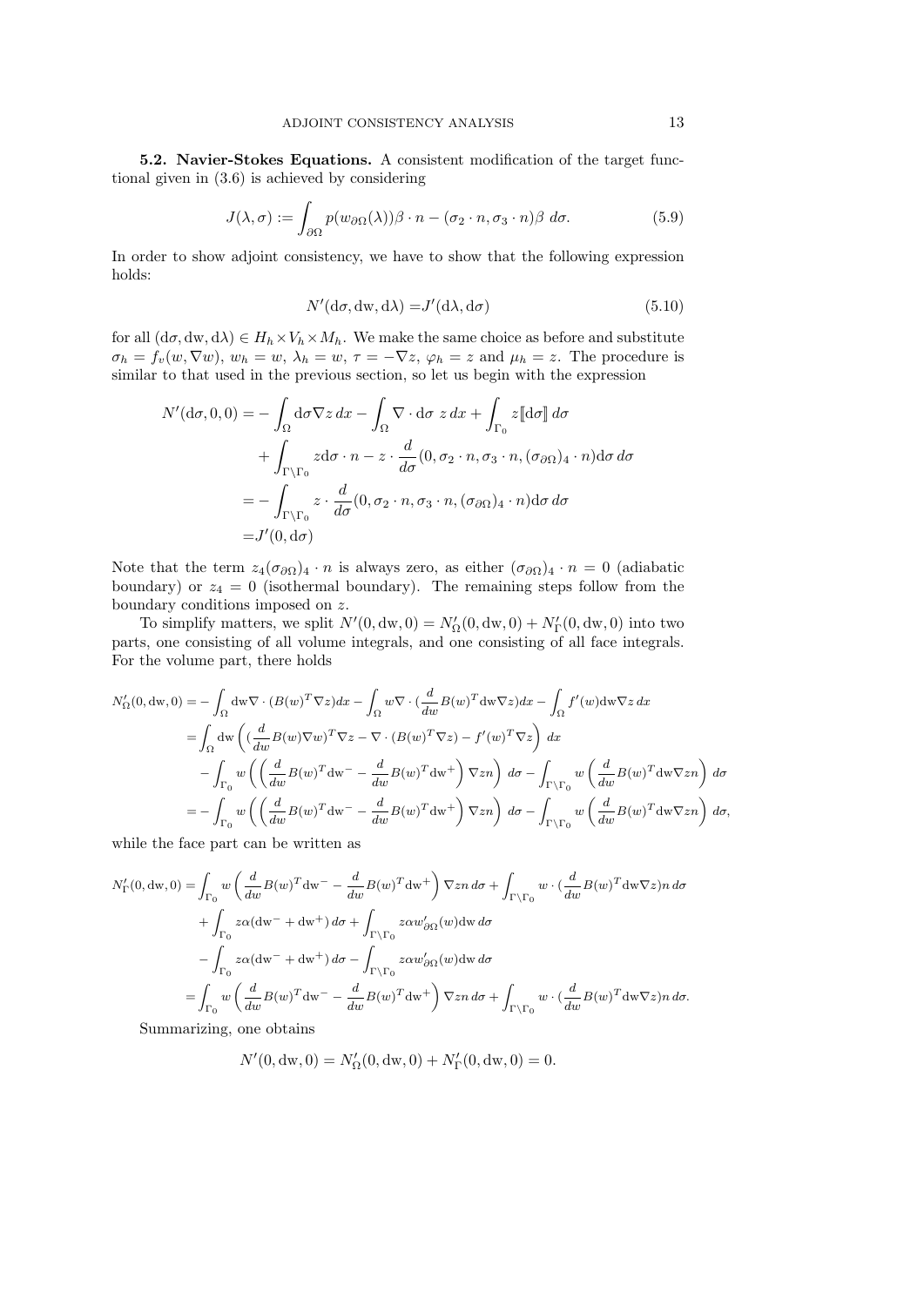**5.2. Navier-Stokes Equations.** A consistent modification of the target functional given in (3.6) is achieved by considering

$$J(\lambda,\sigma) := \int_{\partial\Omega} p(w_{\partial\Omega}(\lambda))\beta\cdot n - (\sigma_2\cdot n, \sigma_3\cdot n)\beta \; d\sigma. \tag{5.9}$$

In order to show adjoint consistency, we have to show that the following expression holds:

$$N'(\mathrm{d}\sigma, \mathrm{dw}, \mathrm{d}\lambda) = J'(\mathrm{d}\lambda, \mathrm{d}\sigma) \tag{5.10}$$

for all $(\mathrm{d}\sigma, \mathrm{dw}, \mathrm{d}\lambda) \in H_h \times V_h \times M_h$. We make the same choice as before and substitute $\sigma_h = f_v(w, \nabla w)$, $w_h = w$, $\lambda_h = w$, $\tau = -\nabla z$, $\varphi_h = z$ and $\mu_h = z$. The procedure is similar to that used in the previous section, so let us begin with the expression

$$\begin{aligned}
N'(\mathrm{d}\sigma, 0, 0) =& -\int_\Omega \mathrm{d}\sigma \nabla z \, dx - \int_\Omega \nabla\cdot \mathrm{d}\sigma \; z \, dx + \int_{\Gamma_0} z[\![\mathrm{d}\sigma]\!] \, d\sigma \\
&+ \int_{\Gamma\setminus\Gamma_0} z\mathrm{d}\sigma\cdot n - z\cdot \frac{d}{d\sigma}(0, \sigma_2\cdot n, \sigma_3\cdot n, (\sigma_{\partial\Omega})_4\cdot n)\mathrm{d}\sigma \, d\sigma \\
=& -\int_{\Gamma\setminus\Gamma_0} z\cdot \frac{d}{d\sigma}(0, \sigma_2\cdot n, \sigma_3\cdot n, (\sigma_{\partial\Omega})_4\cdot n)\mathrm{d}\sigma \, d\sigma \\
=& J'(0, \mathrm{d}\sigma)
\end{aligned}$$

Note that the term $z_4(\sigma_{\partial\Omega})_4\cdot n$ is always zero, as either $(\sigma_{\partial\Omega})_4\cdot n = 0$ (adiabatic boundary) or $z_4 = 0$ (isothermal boundary). The remaining steps follow from the boundary conditions imposed on $z$.

To simplify matters, we split $N'(0, \mathrm{dw}, 0) = N'_\Omega(0, \mathrm{dw}, 0) + N'_\Gamma(0, \mathrm{dw}, 0)$ into two parts, one consisting of all volume integrals, and one consisting of all face integrals. For the volume part, there holds

$$\begin{aligned}
N'_\Omega(0, \mathrm{dw}, 0) =& -\int_\Omega \mathrm{dw}\nabla\cdot(B(w)^T\nabla z) dx - \int_\Omega w\nabla\cdot(\frac{d}{dw}B(w)^T \mathrm{dw}\nabla z) dx - \int_\Omega f'(w)\mathrm{dw}\nabla z \, dx \\
=& \int_\Omega \mathrm{dw}\left( (\frac{d}{dw}B(w)\nabla w)^T\nabla z - \nabla\cdot(B(w)^T\nabla z) - f'(w)^T\nabla z \right) dx \\
&- \int_{\Gamma_0} w\left( \left(\frac{d}{dw}B(w)^T\mathrm{dw}^- - \frac{d}{dw}B(w)^T\mathrm{dw}^+\right)\nabla z n \right) d\sigma - \int_{\Gamma\setminus\Gamma_0} w\left(\frac{d}{dw}B(w)^T\mathrm{dw}\nabla z n\right) d\sigma \\
=& -\int_{\Gamma_0} w\left( \left(\frac{d}{dw}B(w)^T\mathrm{dw}^- - \frac{d}{dw}B(w)^T\mathrm{dw}^+\right)\nabla z n \right) d\sigma - \int_{\Gamma\setminus\Gamma_0} w\left(\frac{d}{dw}B(w)^T\mathrm{dw}\nabla z n\right) d\sigma,
\end{aligned}$$

while the face part can be written as

$$\begin{aligned}
N'_\Gamma(0, \mathrm{dw}, 0) =& \int_{\Gamma_0} w\left(\frac{d}{dw}B(w)^T\mathrm{dw}^- - \frac{d}{dw}B(w)^T\mathrm{dw}^+\right)\nabla z n \, d\sigma + \int_{\Gamma\setminus\Gamma_0} w\cdot(\frac{d}{dw}B(w)^T\mathrm{dw}\nabla z) n \, d\sigma \\
&+ \int_{\Gamma_0} z\alpha(\mathrm{dw}^- + \mathrm{dw}^+) \, d\sigma + \int_{\Gamma\setminus\Gamma_0} z\alpha w'_{\partial\Omega}(w)\mathrm{dw} \, d\sigma \\
&- \int_{\Gamma_0} z\alpha(\mathrm{dw}^- + \mathrm{dw}^+) \, d\sigma - \int_{\Gamma\setminus\Gamma_0} z\alpha w'_{\partial\Omega}(w)\mathrm{dw} \, d\sigma \\
=& \int_{\Gamma_0} w\left(\frac{d}{dw}B(w)^T\mathrm{dw}^- - \frac{d}{dw}B(w)^T\mathrm{dw}^+\right)\nabla z n \, d\sigma + \int_{\Gamma\setminus\Gamma_0} w\cdot(\frac{d}{dw}B(w)^T\mathrm{dw}\nabla z) n \, d\sigma.
\end{aligned}$$

Summarizing, one obtains

$$N'(0, \mathrm{dw}, 0) = N'_\Omega(0, \mathrm{dw}, 0) + N'_\Gamma(0, \mathrm{dw}, 0) = 0.$$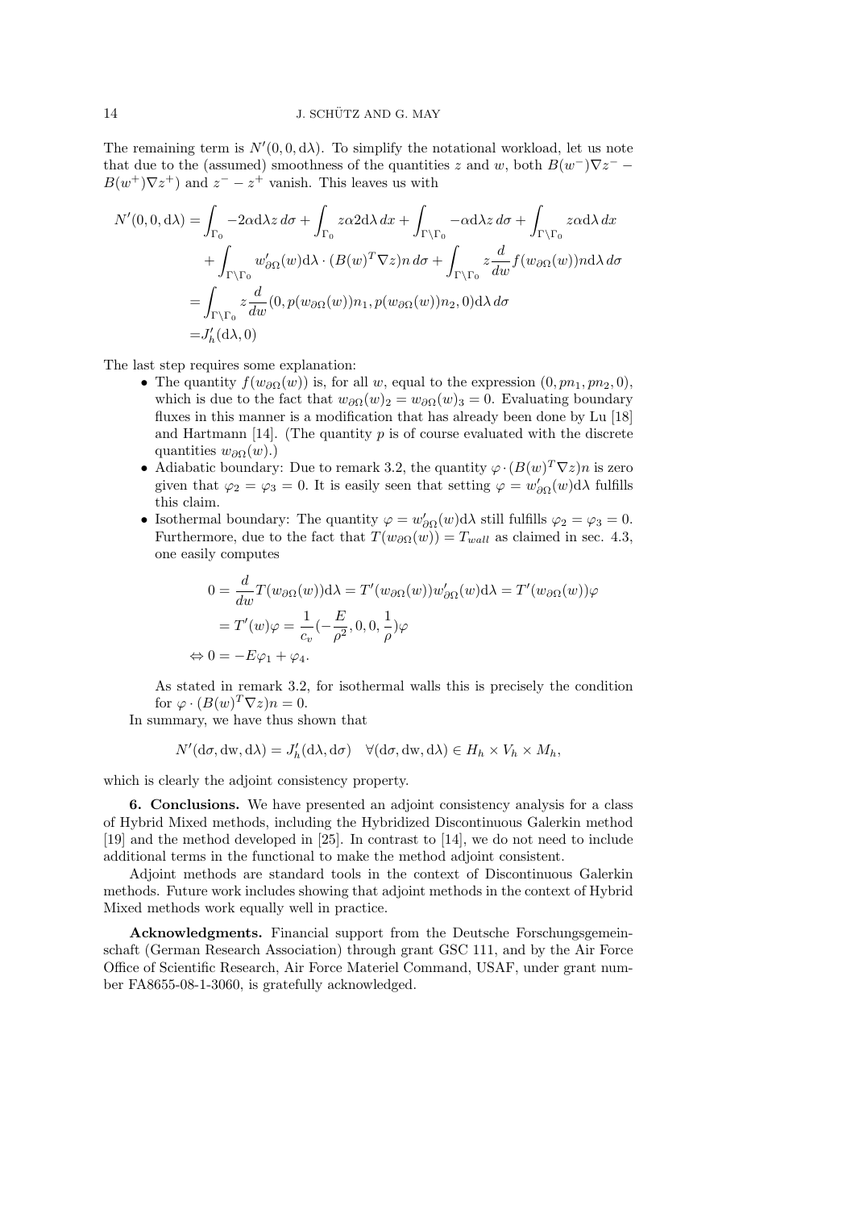The remaining term is $N'(0,0,\mathrm{d}\lambda)$. To simplify the notational workload, let us note that due to the (assumed) smoothness of the quantities $z$ and $w$, both $B(w^-)\nabla z^- - B(w^+)\nabla z^+)$ and $z^- - z^+$ vanish. This leaves us with

$$
\begin{aligned}
N'(0,0,\mathrm{d}\lambda) &= \int_{\Gamma_0} -2\alpha \mathrm{d}\lambda z \, d\sigma + \int_{\Gamma_0} z\alpha 2\mathrm{d}\lambda \, dx + \int_{\Gamma\setminus\Gamma_0} -\alpha \mathrm{d}\lambda z \, d\sigma + \int_{\Gamma\setminus\Gamma_0} z\alpha \mathrm{d}\lambda \, dx \\
&\quad + \int_{\Gamma\setminus\Gamma_0} w'_{\partial\Omega}(w)\mathrm{d}\lambda \cdot (B(w)^T \nabla z) n \, d\sigma + \int_{\Gamma\setminus\Gamma_0} z \frac{d}{dw} f(w_{\partial\Omega}(w)) n \mathrm{d}\lambda \, d\sigma \\
&= \int_{\Gamma\setminus\Gamma_0} z \frac{d}{dw}(0, p(w_{\partial\Omega}(w))n_1, p(w_{\partial\Omega}(w))n_2, 0)\mathrm{d}\lambda \, d\sigma \\
&= J'_h(\mathrm{d}\lambda, 0)
\end{aligned}
$$

The last step requires some explanation:

- The quantity $f(w_{\partial\Omega}(w))$ is, for all $w$, equal to the expression $(0, pn_1, pn_2, 0)$, which is due to the fact that $w_{\partial\Omega}(w)_2 = w_{\partial\Omega}(w)_3 = 0$. Evaluating boundary fluxes in this manner is a modification that has already been done by Lu [18] and Hartmann [14]. (The quantity $p$ is of course evaluated with the discrete quantities $w_{\partial\Omega}(w)$.)
- Adiabatic boundary: Due to remark 3.2, the quantity $\varphi \cdot (B(w)^T \nabla z)n$ is zero given that $\varphi_2 = \varphi_3 = 0$. It is easily seen that setting $\varphi = w'_{\partial\Omega}(w)\mathrm{d}\lambda$ fulfills this claim.
- Isothermal boundary: The quantity $\varphi = w'_{\partial\Omega}(w)\mathrm{d}\lambda$ still fulfills $\varphi_2 = \varphi_3 = 0$. Furthermore, due to the fact that $T(w_{\partial\Omega}(w)) = T_{wall}$ as claimed in sec. 4.3, one easily computes

$$
\begin{aligned}
0 &= \frac{d}{dw} T(w_{\partial\Omega}(w))\mathrm{d}\lambda = T'(w_{\partial\Omega}(w)) w'_{\partial\Omega}(w)\mathrm{d}\lambda = T'(w_{\partial\Omega}(w))\varphi \\
&= T'(w)\varphi = \frac{1}{c_v}\left(-\frac{E}{\rho^2}, 0, 0, \frac{1}{\rho}\right)\varphi \\
\Leftrightarrow 0 &= -E\varphi_1 + \varphi_4.
\end{aligned}
$$

  As stated in remark 3.2, for isothermal walls this is precisely the condition for $\varphi \cdot (B(w)^T \nabla z)n = 0$.

In summary, we have thus shown that

$$
N'(\mathrm{d}\sigma, \mathrm{dw}, \mathrm{d}\lambda) = J'_h(\mathrm{d}\lambda, \mathrm{d}\sigma) \quad \forall (\mathrm{d}\sigma, \mathrm{dw}, \mathrm{d}\lambda) \in H_h \times V_h \times M_h,
$$

which is clearly the adjoint consistency property.

**6. Conclusions.** We have presented an adjoint consistency analysis for a class of Hybrid Mixed methods, including the Hybridized Discontinuous Galerkin method [19] and the method developed in [25]. In contrast to [14], we do not need to include additional terms in the functional to make the method adjoint consistent.

Adjoint methods are standard tools in the context of Discontinuous Galerkin methods. Future work includes showing that adjoint methods in the context of Hybrid Mixed methods work equally well in practice.

**Acknowledgments.** Financial support from the Deutsche Forschungsgemeinschaft (German Research Association) through grant GSC 111, and by the Air Force Office of Scientific Research, Air Force Materiel Command, USAF, under grant number FA8655-08-1-3060, is gratefully acknowledged.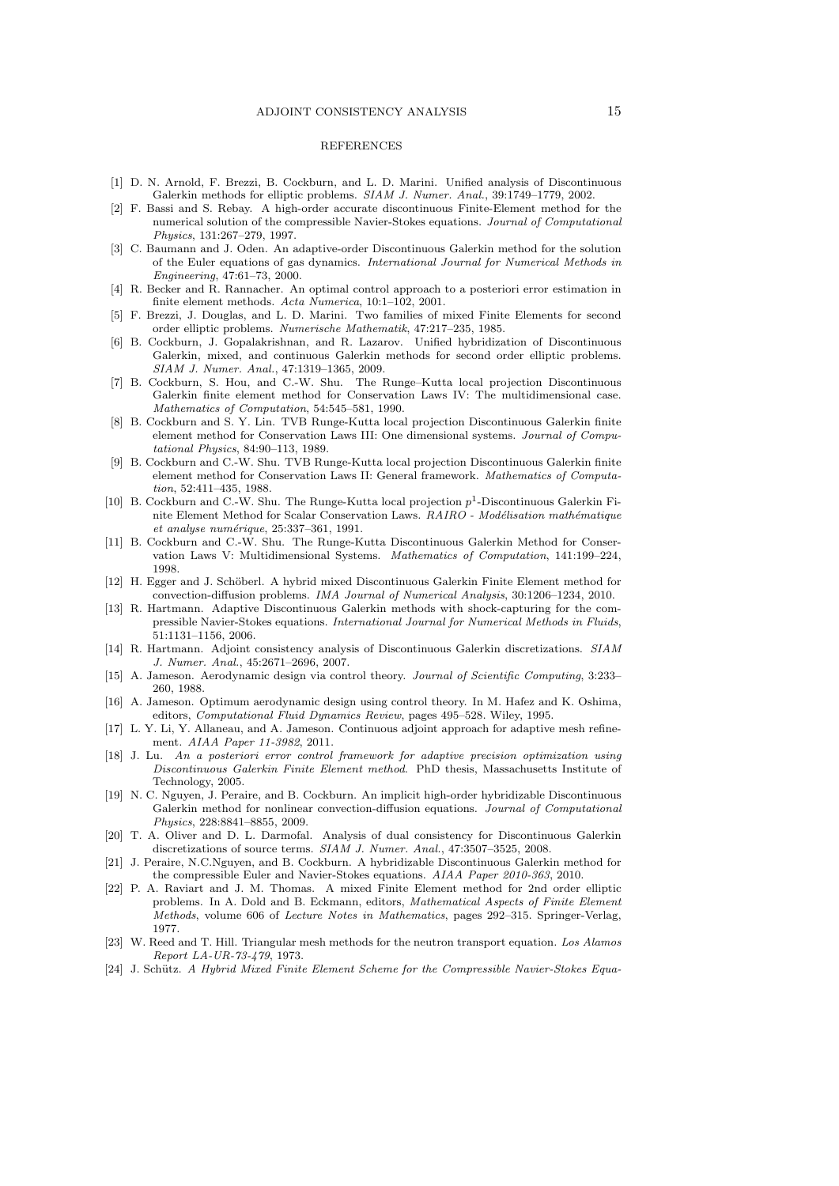REFERENCES

- [1] D. N. Arnold, F. Brezzi, B. Cockburn, and L. D. Marini. Unified analysis of Discontinuous Galerkin methods for elliptic problems. *SIAM J. Numer. Anal.*, 39:1749–1779, 2002.
- [2] F. Bassi and S. Rebay. A high-order accurate discontinuous Finite-Element method for the numerical solution of the compressible Navier-Stokes equations. *Journal of Computational Physics*, 131:267–279, 1997.
- [3] C. Baumann and J. Oden. An adaptive-order Discontinuous Galerkin method for the solution of the Euler equations of gas dynamics. *International Journal for Numerical Methods in Engineering*, 47:61–73, 2000.
- [4] R. Becker and R. Rannacher. An optimal control approach to a posteriori error estimation in finite element methods. *Acta Numerica*, 10:1–102, 2001.
- [5] F. Brezzi, J. Douglas, and L. D. Marini. Two families of mixed Finite Elements for second order elliptic problems. *Numerische Mathematik*, 47:217–235, 1985.
- [6] B. Cockburn, J. Gopalakrishnan, and R. Lazarov. Unified hybridization of Discontinuous Galerkin, mixed, and continuous Galerkin methods for second order elliptic problems. *SIAM J. Numer. Anal.*, 47:1319–1365, 2009.
- [7] B. Cockburn, S. Hou, and C.-W. Shu. The Runge–Kutta local projection Discontinuous Galerkin finite element method for Conservation Laws IV: The multidimensional case. *Mathematics of Computation*, 54:545–581, 1990.
- [8] B. Cockburn and S. Y. Lin. TVB Runge-Kutta local projection Discontinuous Galerkin finite element method for Conservation Laws III: One dimensional systems. *Journal of Computational Physics*, 84:90–113, 1989.
- [9] B. Cockburn and C.-W. Shu. TVB Runge-Kutta local projection Discontinuous Galerkin finite element method for Conservation Laws II: General framework. *Mathematics of Computation*, 52:411–435, 1988.
- [10] B. Cockburn and C.-W. Shu. The Runge-Kutta local projection $p^1$-Discontinuous Galerkin Finite Element Method for Scalar Conservation Laws. *RAIRO - Modélisation mathématique et analyse numérique*, 25:337–361, 1991.
- [11] B. Cockburn and C.-W. Shu. The Runge-Kutta Discontinuous Galerkin Method for Conservation Laws V: Multidimensional Systems. *Mathematics of Computation*, 141:199–224, 1998.
- [12] H. Egger and J. Schöberl. A hybrid mixed Discontinuous Galerkin Finite Element method for convection-diffusion problems. *IMA Journal of Numerical Analysis*, 30:1206–1234, 2010.
- [13] R. Hartmann. Adaptive Discontinuous Galerkin methods with shock-capturing for the compressible Navier-Stokes equations. *International Journal for Numerical Methods in Fluids*, 51:1131–1156, 2006.
- [14] R. Hartmann. Adjoint consistency analysis of Discontinuous Galerkin discretizations. *SIAM J. Numer. Anal.*, 45:2671–2696, 2007.
- [15] A. Jameson. Aerodynamic design via control theory. *Journal of Scientific Computing*, 3:233–260, 1988.
- [16] A. Jameson. Optimum aerodynamic design using control theory. In M. Hafez and K. Oshima, editors, *Computational Fluid Dynamics Review*, pages 495–528. Wiley, 1995.
- [17] L. Y. Li, Y. Allaneau, and A. Jameson. Continuous adjoint approach for adaptive mesh refinement. *AIAA Paper 11-3982*, 2011.
- [18] J. Lu. *An a posteriori error control framework for adaptive precision optimization using Discontinuous Galerkin Finite Element method*. PhD thesis, Massachusetts Institute of Technology, 2005.
- [19] N. C. Nguyen, J. Peraire, and B. Cockburn. An implicit high-order hybridizable Discontinuous Galerkin method for nonlinear convection-diffusion equations. *Journal of Computational Physics*, 228:8841–8855, 2009.
- [20] T. A. Oliver and D. L. Darmofal. Analysis of dual consistency for Discontinuous Galerkin discretizations of source terms. *SIAM J. Numer. Anal.*, 47:3507–3525, 2008.
- [21] J. Peraire, N.C.Nguyen, and B. Cockburn. A hybridizable Discontinuous Galerkin method for the compressible Euler and Navier-Stokes equations. *AIAA Paper 2010-363*, 2010.
- [22] P. A. Raviart and J. M. Thomas. A mixed Finite Element method for 2nd order elliptic problems. In A. Dold and B. Eckmann, editors, *Mathematical Aspects of Finite Element Methods*, volume 606 of *Lecture Notes in Mathematics*, pages 292–315. Springer-Verlag, 1977.
- [23] W. Reed and T. Hill. Triangular mesh methods for the neutron transport equation. *Los Alamos Report LA-UR-73-479*, 1973.
- [24] J. Schütz. *A Hybrid Mixed Finite Element Scheme for the Compressible Navier-Stokes Equa-*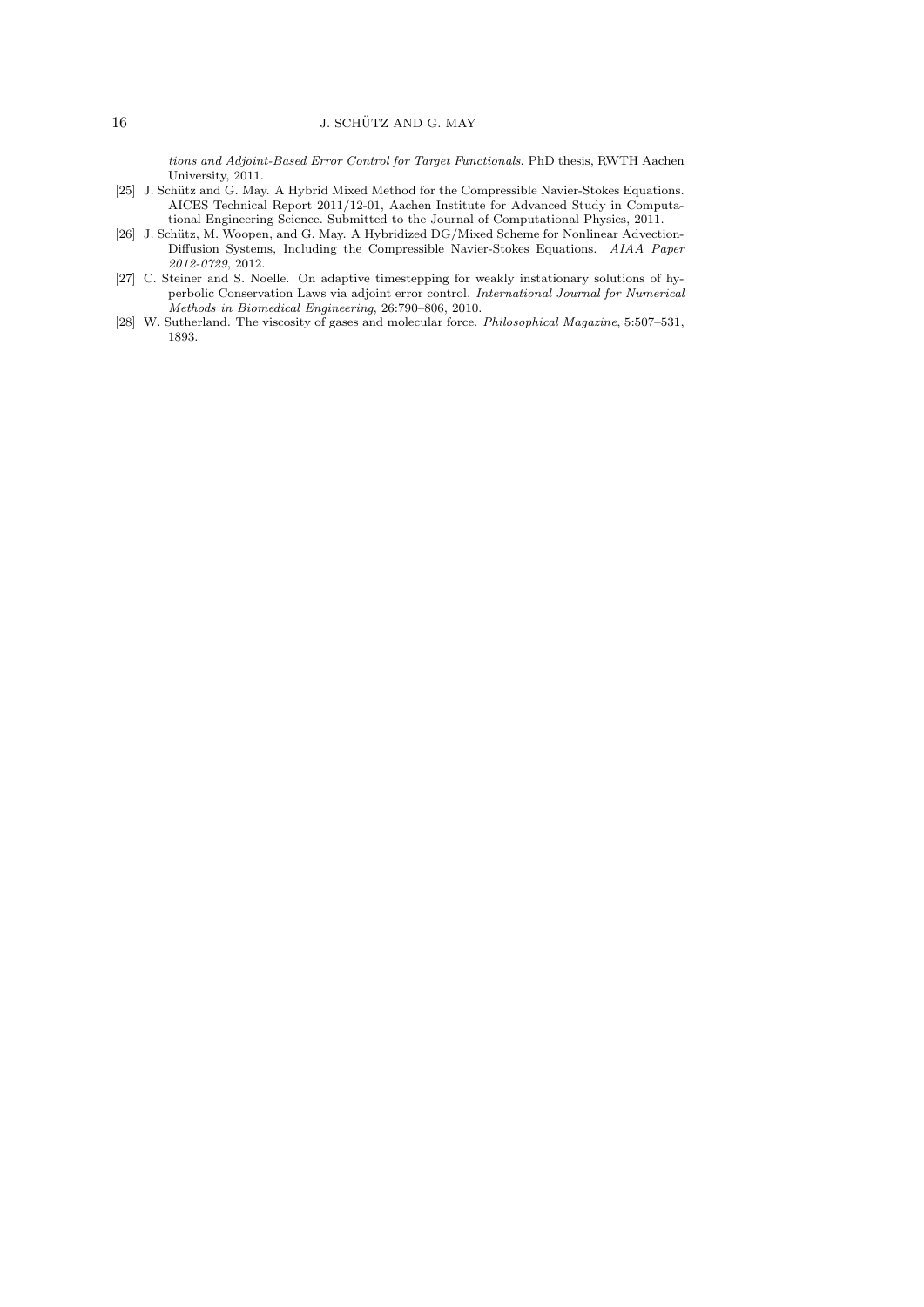*tions and Adjoint-Based Error Control for Target Functionals*. PhD thesis, RWTH Aachen University, 2011.

[25] J. Schütz and G. May. A Hybrid Mixed Method for the Compressible Navier-Stokes Equations. AICES Technical Report 2011/12-01, Aachen Institute for Advanced Study in Computational Engineering Science. Submitted to the Journal of Computational Physics, 2011.

[26] J. Schütz, M. Woopen, and G. May. A Hybridized DG/Mixed Scheme for Nonlinear Advection-Diffusion Systems, Including the Compressible Navier-Stokes Equations. *AIAA Paper 2012-0729*, 2012.

[27] C. Steiner and S. Noelle. On adaptive timestepping for weakly instationary solutions of hyperbolic Conservation Laws via adjoint error control. *International Journal for Numerical Methods in Biomedical Engineering*, 26:790–806, 2010.

[28] W. Sutherland. The viscosity of gases and molecular force. *Philosophical Magazine*, 5:507–531, 1893.